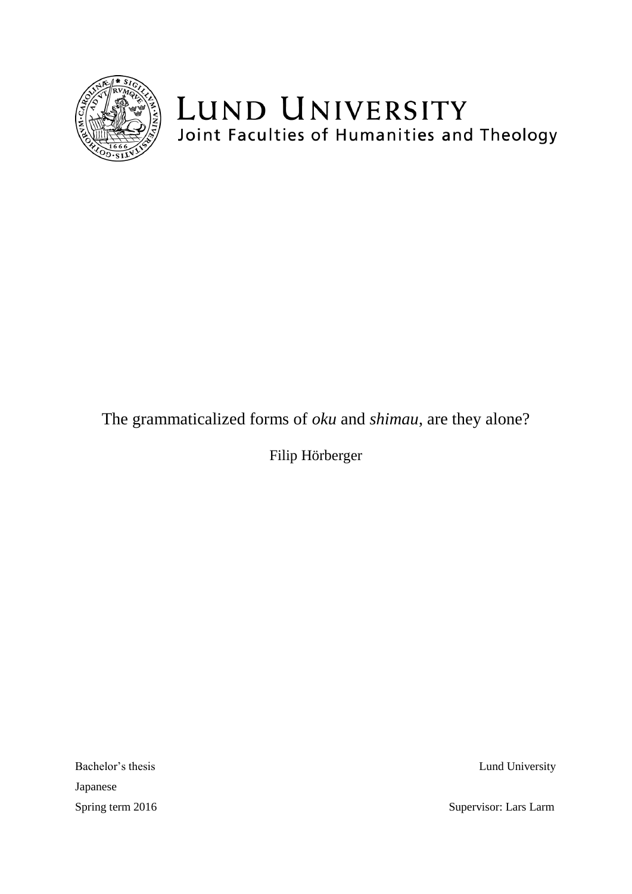LUND UNIVERSITY

Joint Faculties of Humanities and Theology

# The grammaticalized forms of *oku* and *shimau*, are they alone?

Filip Hörberger

Bachelor's thesis

Japanese

Spring term 2016

Lund University

Supervisor: Lars Larm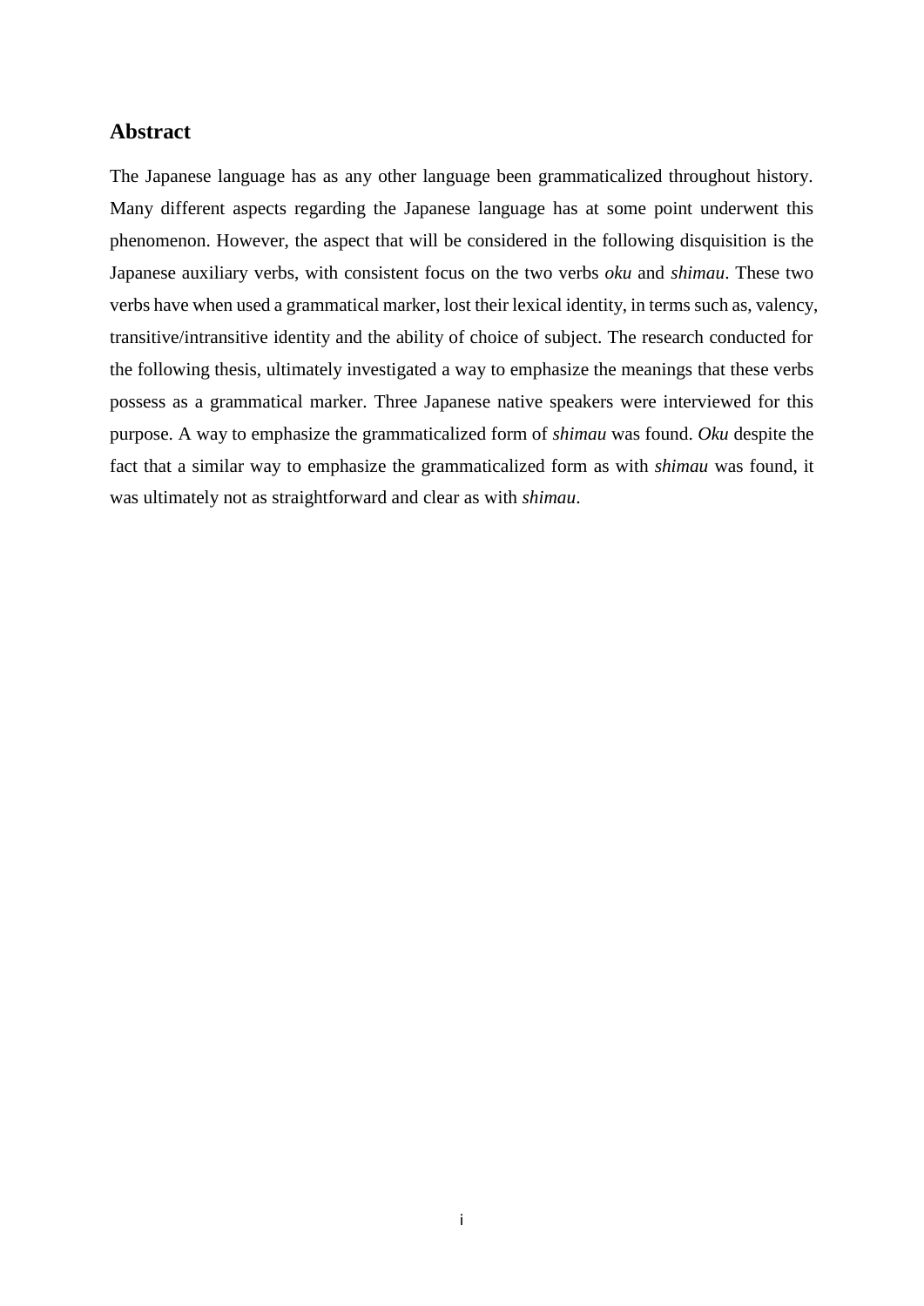## Abstract

The Japanese language has as any other language been grammaticalized throughout history. Many different aspects regarding the Japanese language has at some point underwent this phenomenon. However, the aspect that will be considered in the following disquisition is the Japanese auxiliary verbs, with consistent focus on the two verbs *oku* and *shimau*. These two verbs have when used a grammatical marker, lost their lexical identity, in terms such as, valency, transitive/intransitive identity and the ability of choice of subject. The research conducted for the following thesis, ultimately investigated a way to emphasize the meanings that these verbs possess as a grammatical marker. Three Japanese native speakers were interviewed for this purpose. A way to emphasize the grammaticalized form of *shimau* was found. *Oku* despite the fact that a similar way to emphasize the grammaticalized form as with *shimau* was found, it was ultimately not as straightforward and clear as with *shimau*.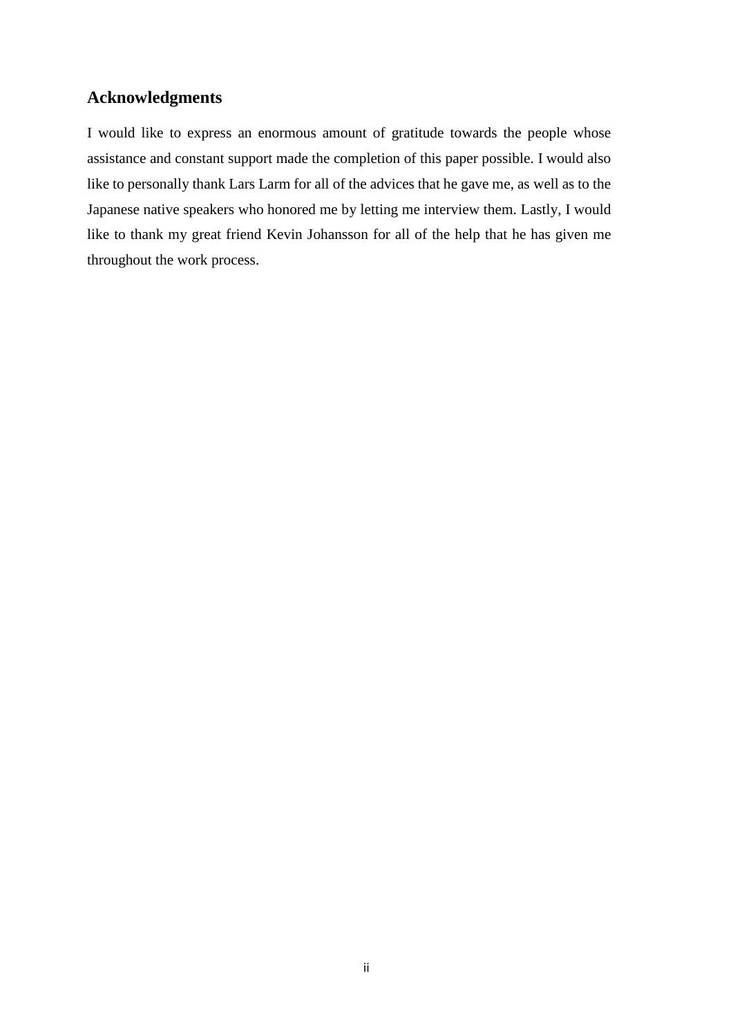## Acknowledgments

I would like to express an enormous amount of gratitude towards the people whose assistance and constant support made the completion of this paper possible. I would also like to personally thank Lars Larm for all of the advices that he gave me, as well as to the Japanese native speakers who honored me by letting me interview them. Lastly, I would like to thank my great friend Kevin Johansson for all of the help that he has given me throughout the work process.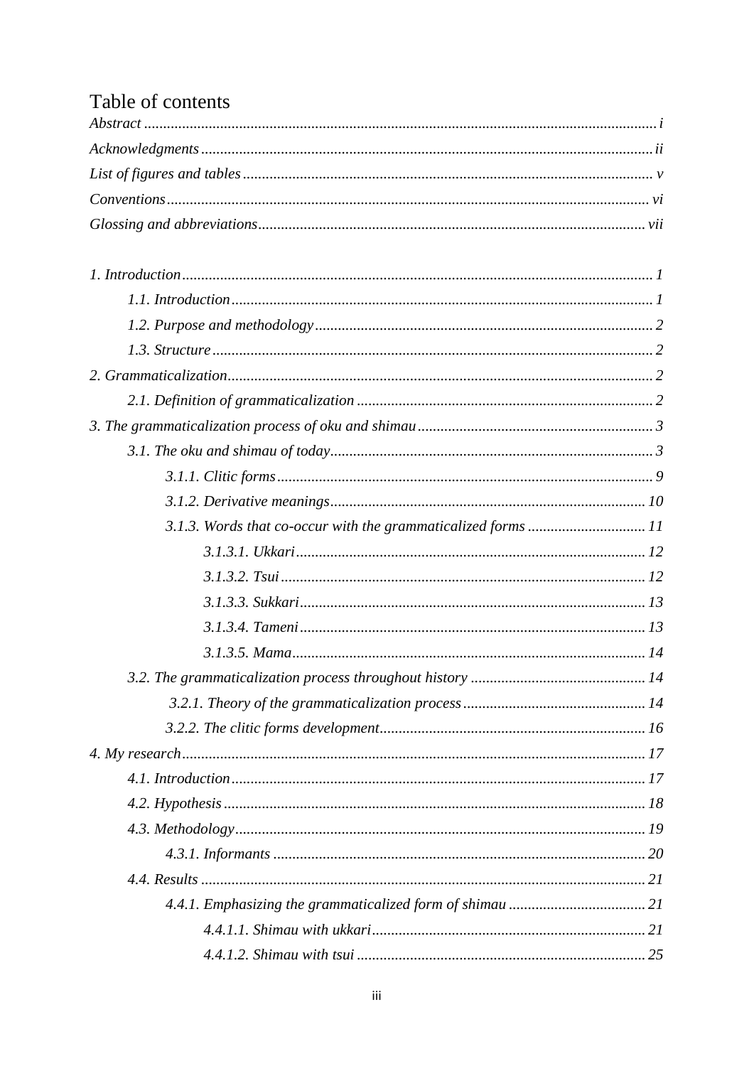# Table of contents

*Abstract* ..................................................... *i*

*Acknowledgments* ..................................................... *ii*

*List of figures and tables* ..................................................... *v*

*Conventions* ..................................................... *vi*

*Glossing and abbreviations* ..................................................... *vii*

*1. Introduction* ..................................................... *1*

- *1.1. Introduction* ..................................................... *1*
- *1.2. Purpose and methodology* ..................................................... *2*
- *1.3. Structure* ..................................................... *2*

*2. Grammaticalization* ..................................................... *2*

- *2.1. Definition of grammaticalization* ..................................................... *2*

*3. The grammaticalization process of oku and shimau* ..................................................... *3*

- *3.1. The oku and shimau of today* ..................................................... *3*
  - *3.1.1. Clitic forms* ..................................................... *9*
  - *3.1.2. Derivative meanings* ..................................................... *10*
  - *3.1.3. Words that co-occur with the grammaticalized forms* ..................................................... *11*
    - *3.1.3.1. Ukkari* ..................................................... *12*
    - *3.1.3.2. Tsui* ..................................................... *12*
    - *3.1.3.3. Sukkari* ..................................................... *13*
    - *3.1.3.4. Tameni* ..................................................... *13*
    - *3.1.3.5. Mama* ..................................................... *14*
- *3.2. The grammaticalization process throughout history* ..................................................... *14*
  - *3.2.1. Theory of the grammaticalization process* ..................................................... *14*
  - *3.2.2. The clitic forms development* ..................................................... *16*

*4. My research* ..................................................... *17*

- *4.1. Introduction* ..................................................... *17*
- *4.2. Hypothesis* ..................................................... *18*
- *4.3. Methodology* ..................................................... *19*
  - *4.3.1. Informants* ..................................................... *20*
- *4.4. Results* ..................................................... *21*
  - *4.4.1. Emphasizing the grammaticalized form of shimau* ..................................................... *21*
    - *4.4.1.1. Shimau with ukkari* ..................................................... *21*
    - *4.4.1.2. Shimau with tsui* ..................................................... *25*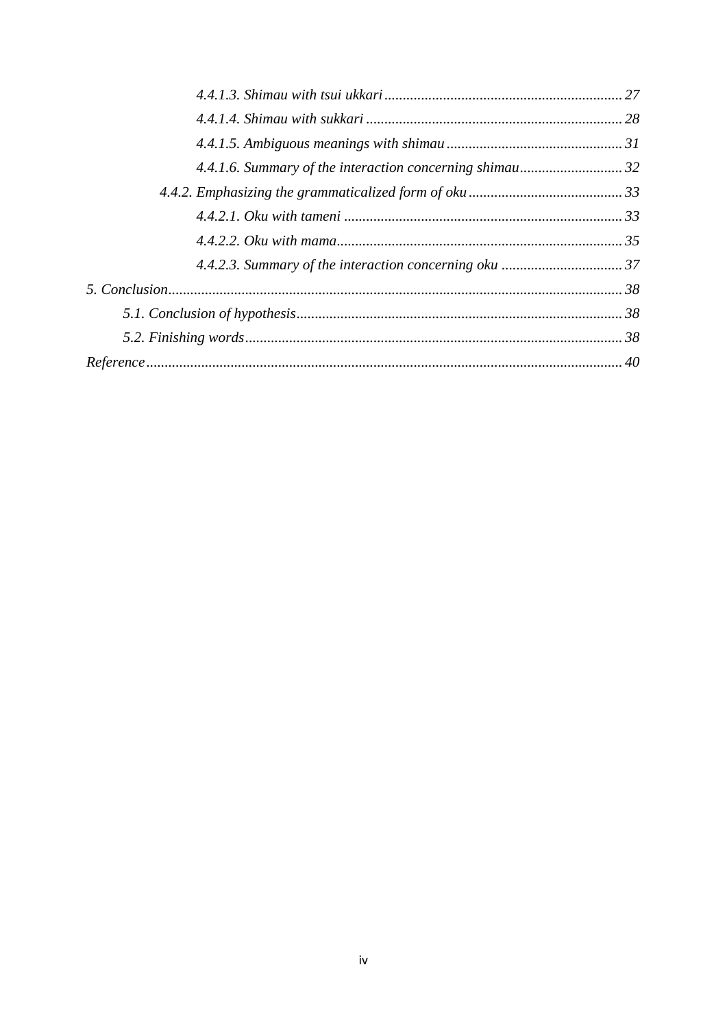*4.4.1.3. Shimau with tsui ukkari ................................................................ 27*

*4.4.1.4. Shimau with sukkari ...................................................................... 28*

*4.4.1.5. Ambiguous meanings with shimau ................................................ 31*

*4.4.1.6. Summary of the interaction concerning shimau ............................ 32*

*4.4.2. Emphasizing the grammaticalized form of oku .......................................... 33*

*4.4.2.1. Oku with tameni ............................................................................ 33*

*4.4.2.2. Oku with mama.............................................................................. 35*

*4.4.2.3. Summary of the interaction concerning oku ................................. 37*

*5. Conclusion.......................................................................................................... 38*

*5.1. Conclusion of hypothesis........................................................................... 38*

*5.2. Finishing words......................................................................................... 38*

*Reference................................................................................................................ 40*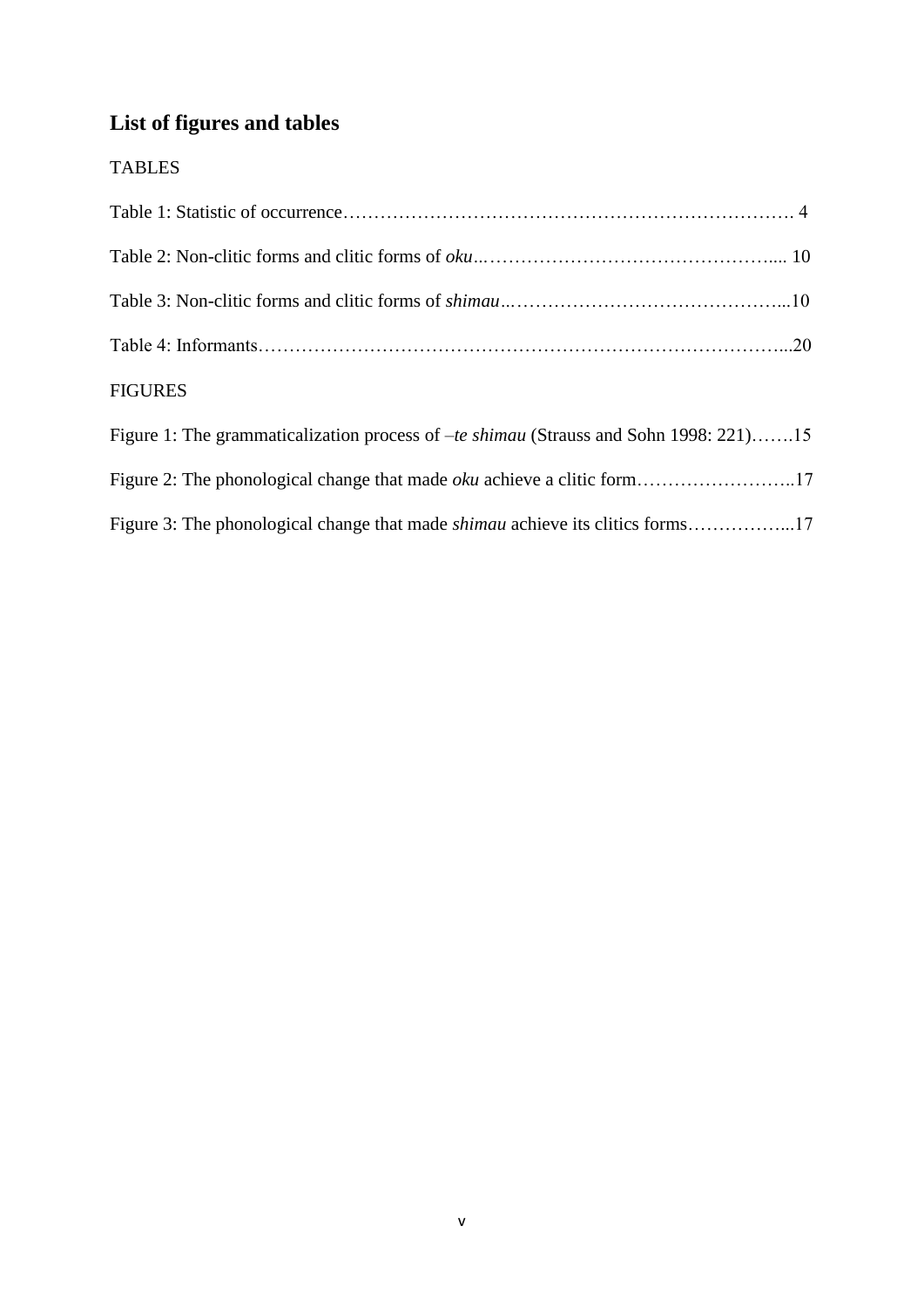## List of figures and tables

TABLES

Table 1: Statistic of occurrence………………………………………………………………. 4

Table 2: Non-clitic forms and clitic forms of *oku*..……………………………………….... 10

Table 3: Non-clitic forms and clitic forms of *shimau*..……………………………………...10

Table 4: Informants…………………………………………………………………………...20

FIGURES

Figure 1: The grammaticalization process of *–te shimau* (Strauss and Sohn 1998: 221)…….15

Figure 2: The phonological change that made *oku* achieve a clitic form……………………..17

Figure 3: The phonological change that made *shimau* achieve its clitics forms……………...17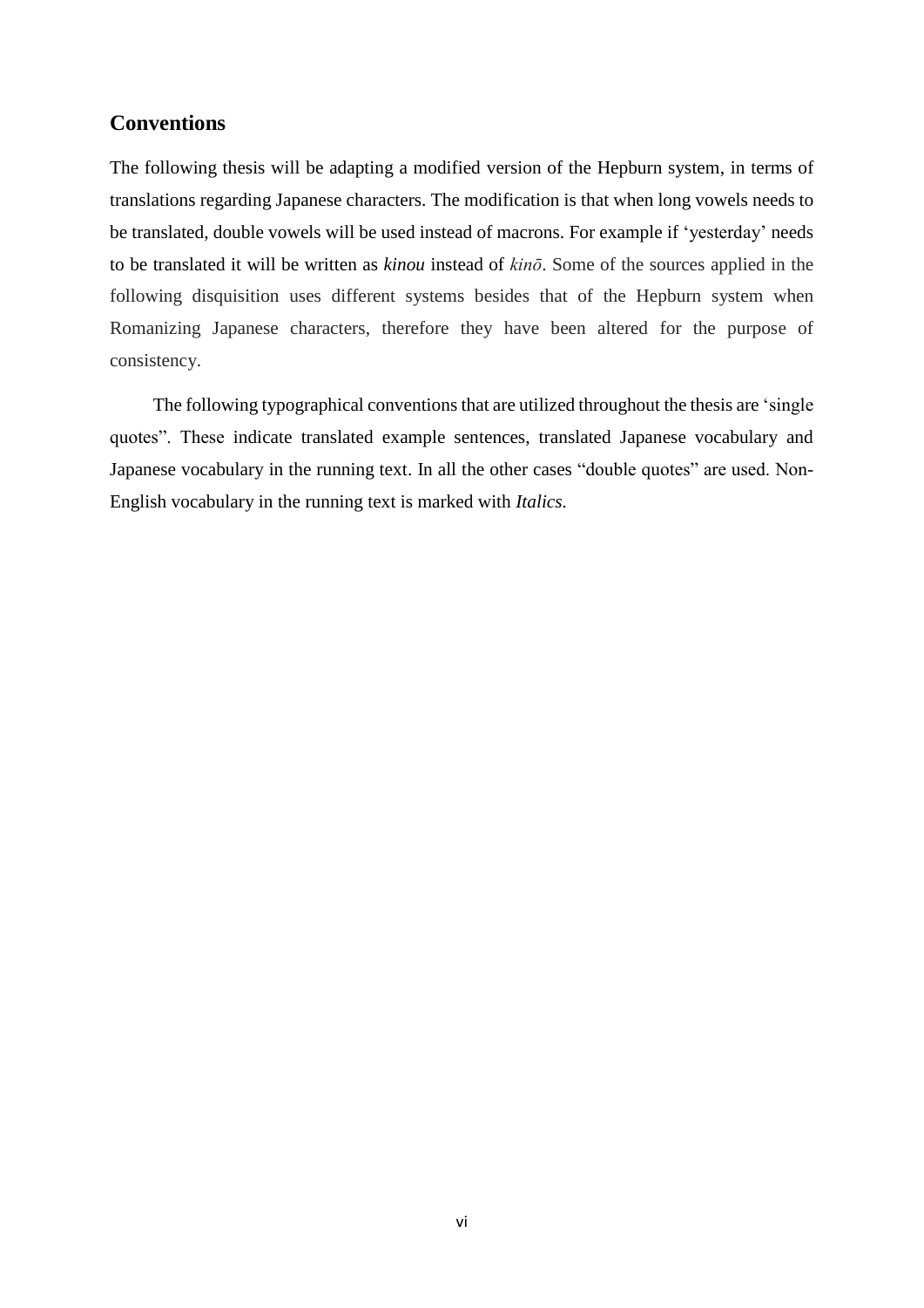## Conventions

The following thesis will be adapting a modified version of the Hepburn system, in terms of translations regarding Japanese characters. The modification is that when long vowels needs to be translated, double vowels will be used instead of macrons. For example if 'yesterday' needs to be translated it will be written as *kinou* instead of *kinō*. Some of the sources applied in the following disquisition uses different systems besides that of the Hepburn system when Romanizing Japanese characters, therefore they have been altered for the purpose of consistency.

The following typographical conventions that are utilized throughout the thesis are 'single quotes". These indicate translated example sentences, translated Japanese vocabulary and Japanese vocabulary in the running text. In all the other cases "double quotes" are used. Non-English vocabulary in the running text is marked with *Italics.*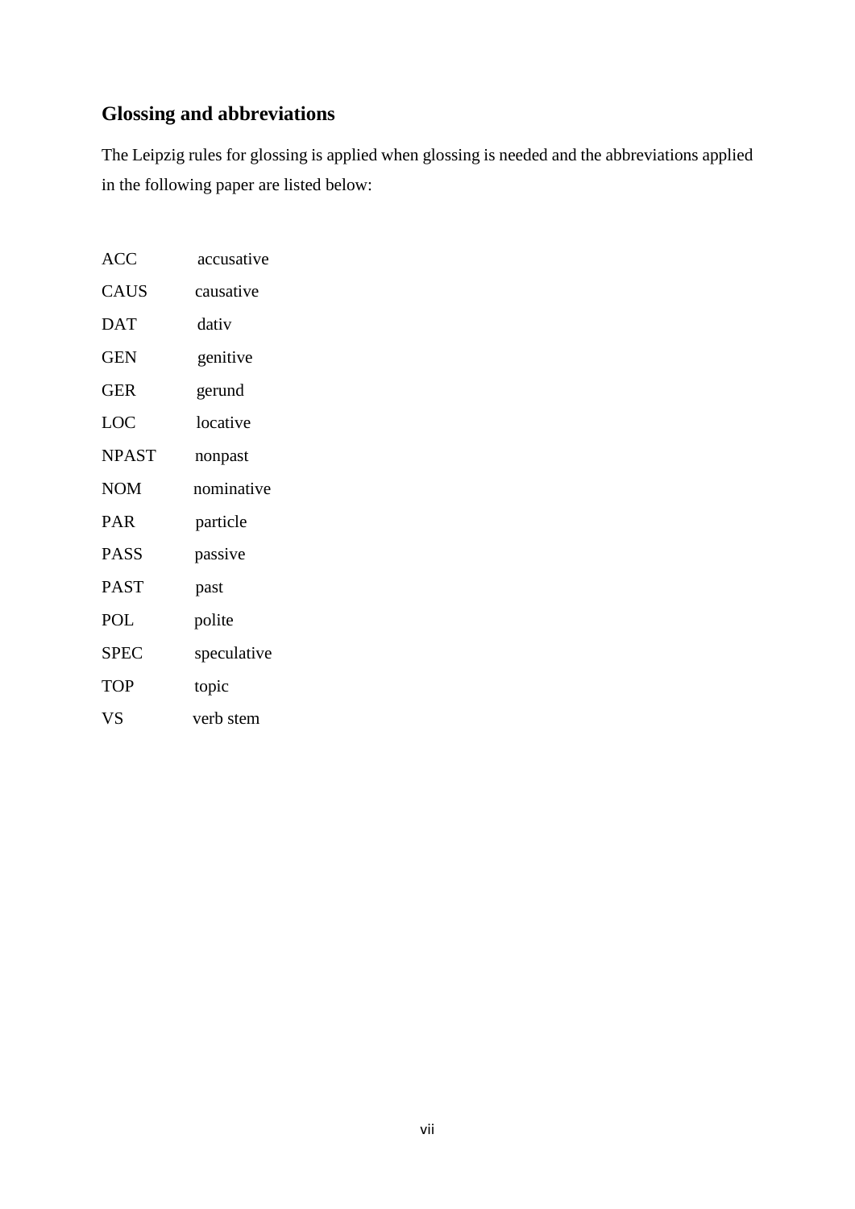## Glossing and abbreviations

The Leipzig rules for glossing is applied when glossing is needed and the abbreviations applied in the following paper are listed below:

| | |
|---|---|
| ACC | accusative |
| CAUS | causative |
| DAT | dativ |
| GEN | genitive |
| GER | gerund |
| LOC | locative |
| NPAST | nonpast |
| NOM | nominative |
| PAR | particle |
| PASS | passive |
| PAST | past |
| POL | polite |
| SPEC | speculative |
| TOP | topic |
| VS | verb stem |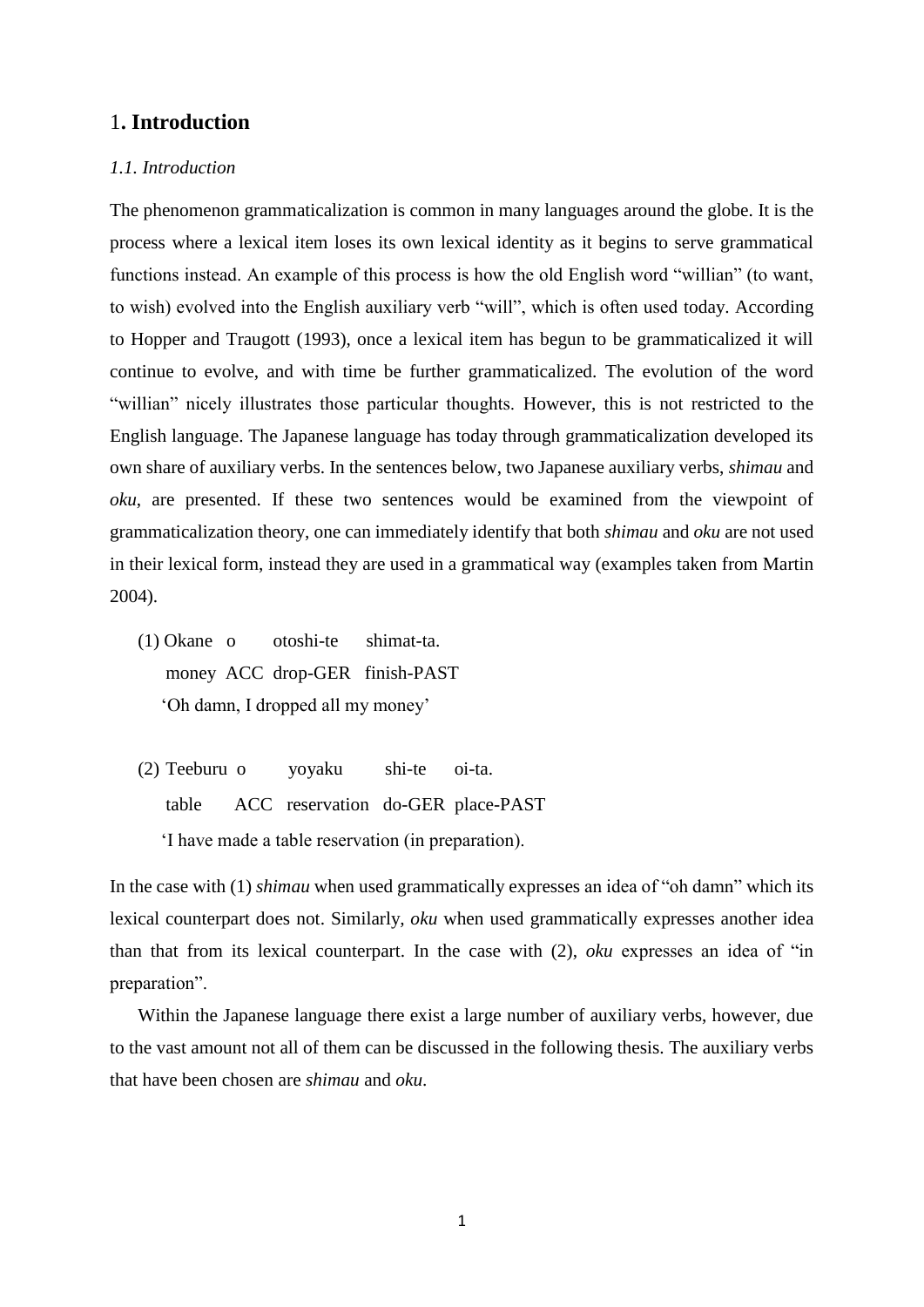# 1. Introduction

## *1.1. Introduction*

The phenomenon grammaticalization is common in many languages around the globe. It is the process where a lexical item loses its own lexical identity as it begins to serve grammatical functions instead. An example of this process is how the old English word "willian" (to want, to wish) evolved into the English auxiliary verb "will", which is often used today. According to Hopper and Traugott (1993), once a lexical item has begun to be grammaticalized it will continue to evolve, and with time be further grammaticalized. The evolution of the word "willian" nicely illustrates those particular thoughts. However, this is not restricted to the English language. The Japanese language has today through grammaticalization developed its own share of auxiliary verbs. In the sentences below, two Japanese auxiliary verbs, *shimau* and *oku*, are presented. If these two sentences would be examined from the viewpoint of grammaticalization theory, one can immediately identify that both *shimau* and *oku* are not used in their lexical form, instead they are used in a grammatical way (examples taken from Martin 2004).

(1) Okane o otoshi-te shimat-ta.
money ACC drop-GER finish-PAST
'Oh damn, I dropped all my money'

(2) Teeburu o yoyaku shi-te oi-ta.
table ACC reservation do-GER place-PAST
'I have made a table reservation (in preparation).

In the case with (1) *shimau* when used grammatically expresses an idea of "oh damn" which its lexical counterpart does not. Similarly, *oku* when used grammatically expresses another idea than that from its lexical counterpart. In the case with (2), *oku* expresses an idea of "in preparation".

Within the Japanese language there exist a large number of auxiliary verbs, however, due to the vast amount not all of them can be discussed in the following thesis. The auxiliary verbs that have been chosen are *shimau* and *oku*.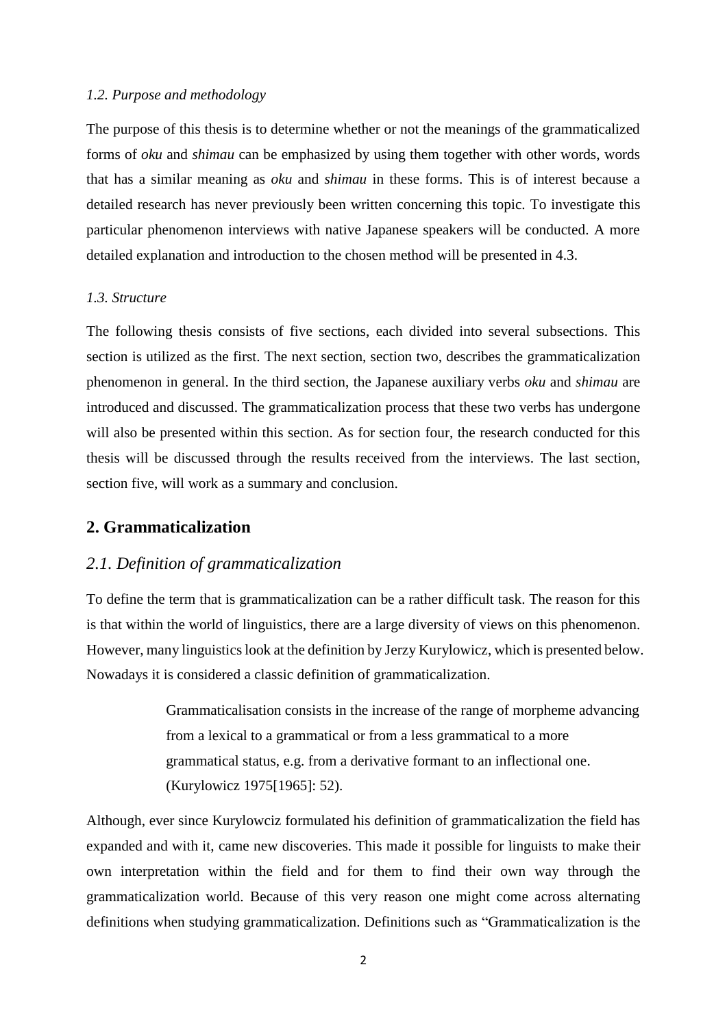### *1.2. Purpose and methodology*

The purpose of this thesis is to determine whether or not the meanings of the grammaticalized forms of *oku* and *shimau* can be emphasized by using them together with other words, words that has a similar meaning as *oku* and *shimau* in these forms. This is of interest because a detailed research has never previously been written concerning this topic. To investigate this particular phenomenon interviews with native Japanese speakers will be conducted. A more detailed explanation and introduction to the chosen method will be presented in 4.3.

### *1.3. Structure*

The following thesis consists of five sections, each divided into several subsections. This section is utilized as the first. The next section, section two, describes the grammaticalization phenomenon in general. In the third section, the Japanese auxiliary verbs *oku* and *shimau* are introduced and discussed. The grammaticalization process that these two verbs has undergone will also be presented within this section. As for section four, the research conducted for this thesis will be discussed through the results received from the interviews. The last section, section five, will work as a summary and conclusion.

## 2. Grammaticalization

### *2.1. Definition of grammaticalization*

To define the term that is grammaticalization can be a rather difficult task. The reason for this is that within the world of linguistics, there are a large diversity of views on this phenomenon. However, many linguistics look at the definition by Jerzy Kurylowicz, which is presented below. Nowadays it is considered a classic definition of grammaticalization.

> Grammaticalisation consists in the increase of the range of morpheme advancing from a lexical to a grammatical or from a less grammatical to a more grammatical status, e.g. from a derivative formant to an inflectional one. (Kurylowicz 1975[1965]: 52).

Although, ever since Kurylowciz formulated his definition of grammaticalization the field has expanded and with it, came new discoveries. This made it possible for linguists to make their own interpretation within the field and for them to find their own way through the grammaticalization world. Because of this very reason one might come across alternating definitions when studying grammaticalization. Definitions such as "Grammaticalization is the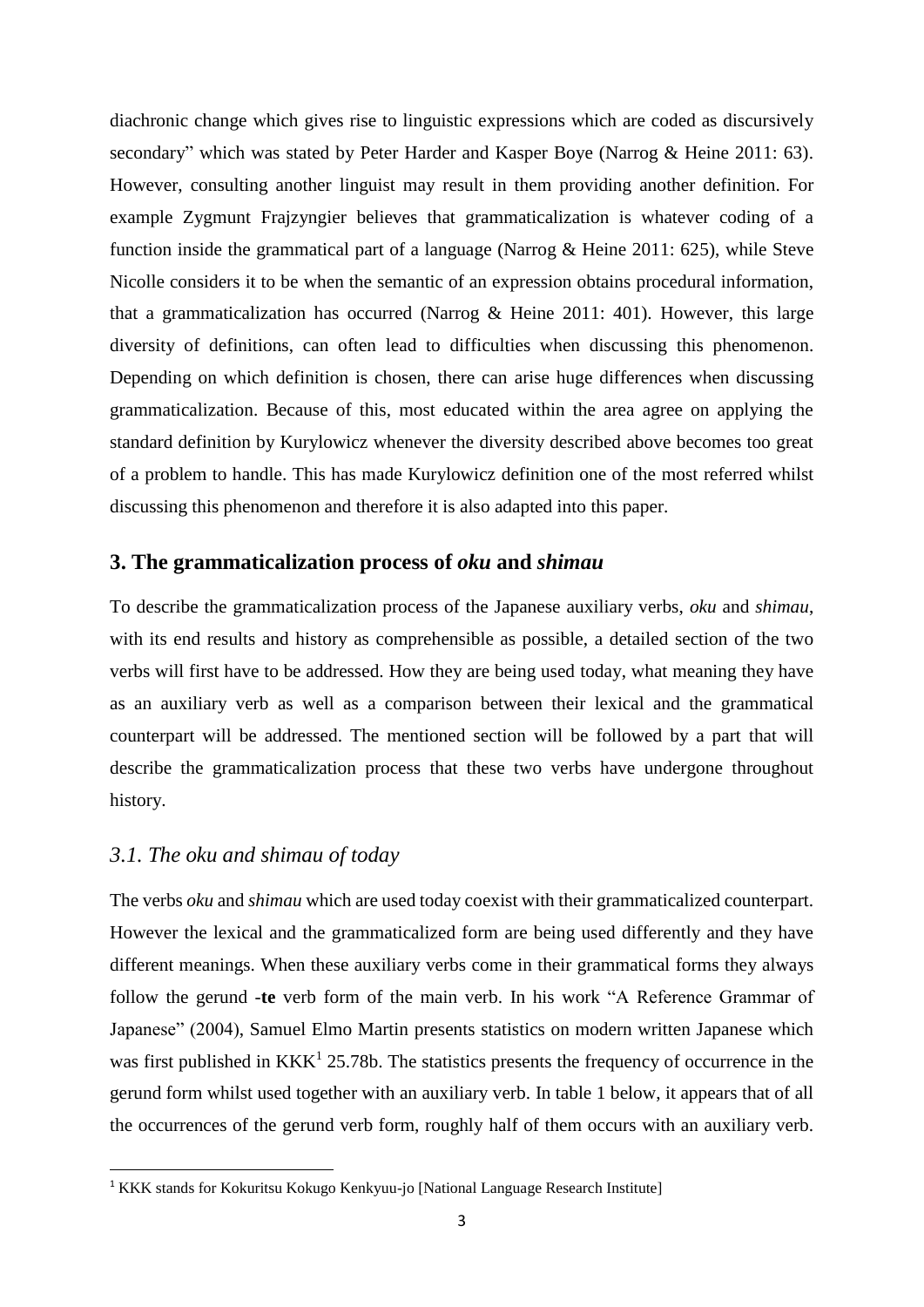diachronic change which gives rise to linguistic expressions which are coded as discursively secondary" which was stated by Peter Harder and Kasper Boye (Narrog & Heine 2011: 63). However, consulting another linguist may result in them providing another definition. For example Zygmunt Frajzyngier believes that grammaticalization is whatever coding of a function inside the grammatical part of a language (Narrog & Heine 2011: 625), while Steve Nicolle considers it to be when the semantic of an expression obtains procedural information, that a grammaticalization has occurred (Narrog & Heine 2011: 401). However, this large diversity of definitions, can often lead to difficulties when discussing this phenomenon. Depending on which definition is chosen, there can arise huge differences when discussing grammaticalization. Because of this, most educated within the area agree on applying the standard definition by Kurylowicz whenever the diversity described above becomes too great of a problem to handle. This has made Kurylowicz definition one of the most referred whilst discussing this phenomenon and therefore it is also adapted into this paper.

## 3. The grammaticalization process of *oku* and *shimau*

To describe the grammaticalization process of the Japanese auxiliary verbs, *oku* and *shimau*, with its end results and history as comprehensible as possible, a detailed section of the two verbs will first have to be addressed. How they are being used today, what meaning they have as an auxiliary verb as well as a comparison between their lexical and the grammatical counterpart will be addressed. The mentioned section will be followed by a part that will describe the grammaticalization process that these two verbs have undergone throughout history.

### *3.1. The oku and shimau of today*

The verbs *oku* and *shimau* which are used today coexist with their grammaticalized counterpart. However the lexical and the grammaticalized form are being used differently and they have different meanings. When these auxiliary verbs come in their grammatical forms they always follow the gerund -**te** verb form of the main verb. In his work "A Reference Grammar of Japanese" (2004), Samuel Elmo Martin presents statistics on modern written Japanese which was first published in KKK[1] 25.78b. The statistics presents the frequency of occurrence in the gerund form whilst used together with an auxiliary verb. In table 1 below, it appears that of all the occurrences of the gerund verb form, roughly half of them occurs with an auxiliary verb.

[1] KKK stands for Kokuritsu Kokugo Kenkyuu-jo [National Language Research Institute]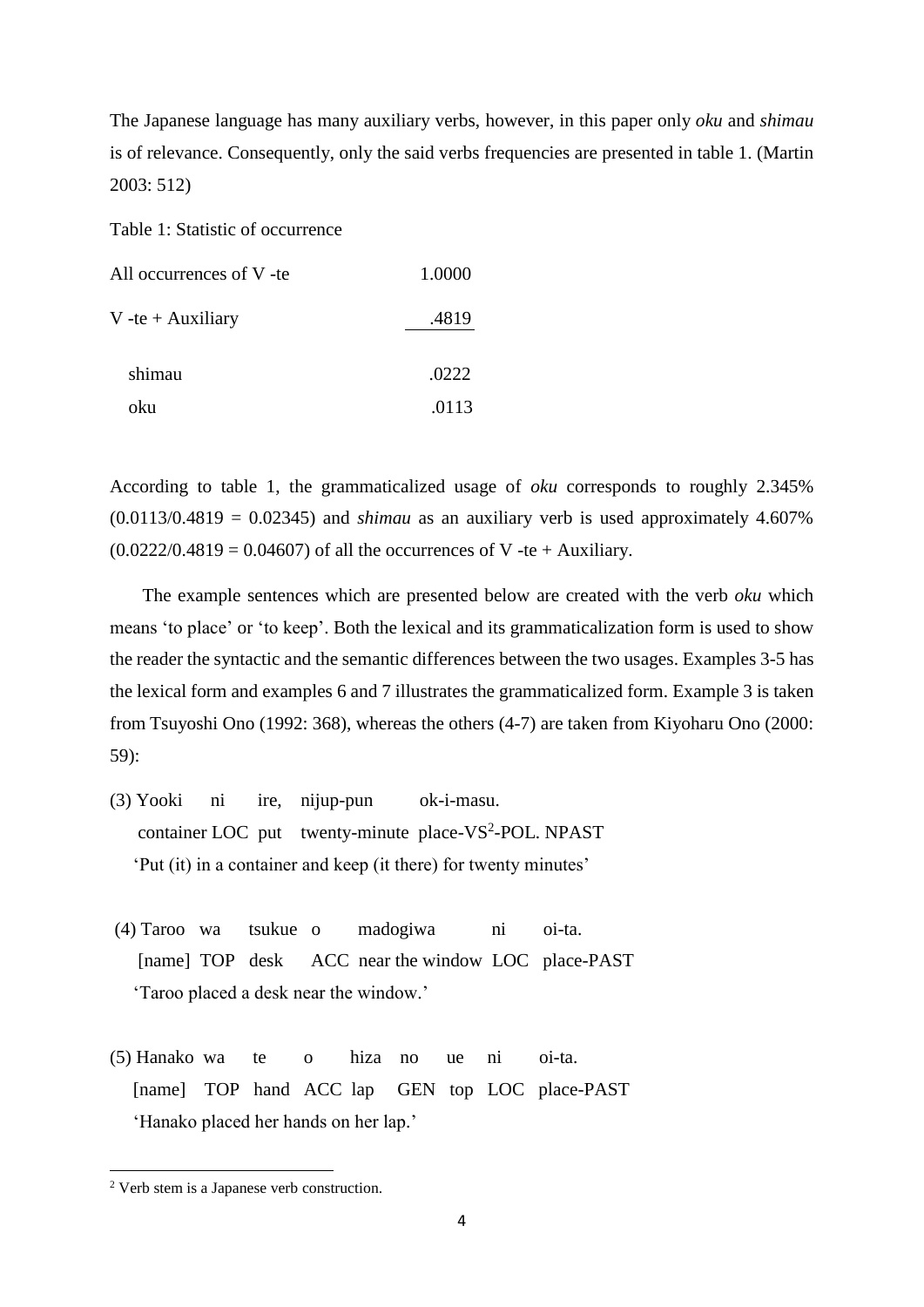The Japanese language has many auxiliary verbs, however, in this paper only *oku* and *shimau* is of relevance. Consequently, only the said verbs frequencies are presented in table 1. (Martin 2003: 512)

Table 1: Statistic of occurrence

| | |
|---|---|
| All occurrences of V -te | 1.0000 |
| V -te + Auxiliary | .4819 |
| shimau | .0222 |
| oku | .0113 |

According to table 1, the grammaticalized usage of *oku* corresponds to roughly 2.345% (0.0113/0.4819 = 0.02345) and *shimau* as an auxiliary verb is used approximately 4.607% (0.0222/0.4819 = 0.04607) of all the occurrences of V -te + Auxiliary.

The example sentences which are presented below are created with the verb *oku* which means 'to place' or 'to keep'. Both the lexical and its grammaticalization form is used to show the reader the syntactic and the semantic differences between the two usages. Examples 3-5 has the lexical form and examples 6 and 7 illustrates the grammaticalized form. Example 3 is taken from Tsuyoshi Ono (1992: 368), whereas the others (4-7) are taken from Kiyoharu Ono (2000: 59):

(3) Yooki ni ire, nijup-pun ok-i-masu.
container LOC put twenty-minute place-VS[2]-POL. NPAST
'Put (it) in a container and keep (it there) for twenty minutes'

(4) Taroo wa tsukue o madogiwa ni oi-ta.
[name] TOP desk ACC near the window LOC place-PAST
'Taroo placed a desk near the window.'

(5) Hanako wa te o hiza no ue ni oi-ta.
[name] TOP hand ACC lap GEN top LOC place-PAST
'Hanako placed her hands on her lap.'

[2] Verb stem is a Japanese verb construction.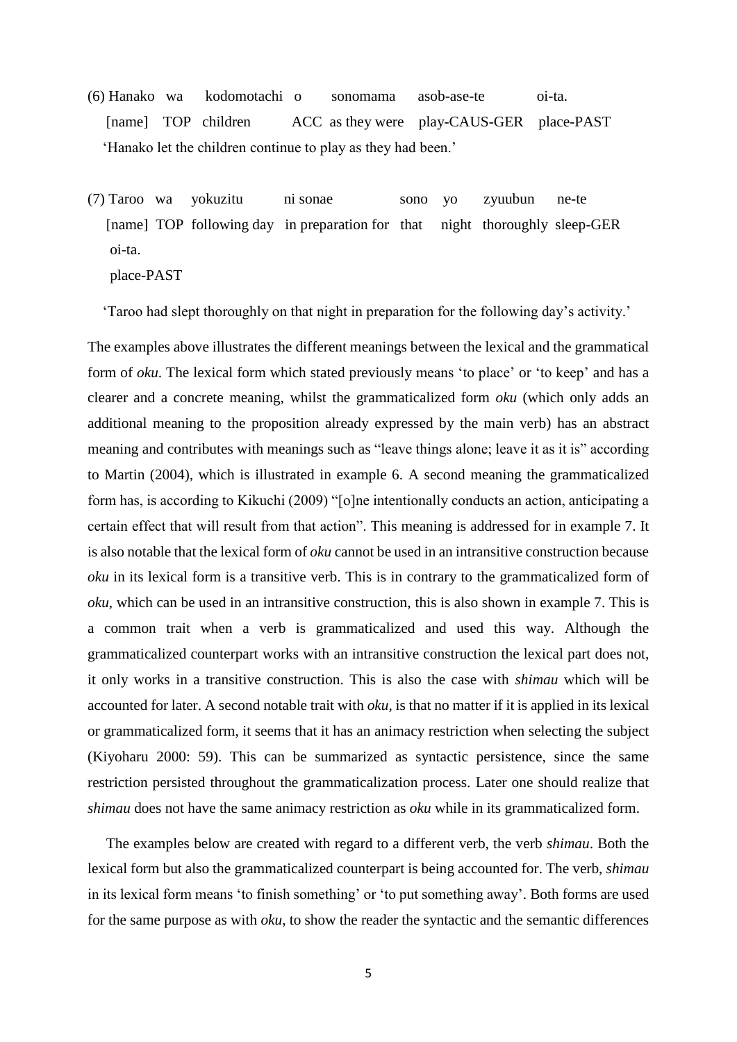(6) Hanako wa kodomotachi o sonomama asob-ase-te oi-ta.
[name] TOP children ACC as they were play-CAUS-GER place-PAST
'Hanako let the children continue to play as they had been.'

(7) Taroo wa yokuzitu ni sonae sono yo zyuubun ne-te oi-ta.
[name] TOP following day in preparation for that night thoroughly sleep-GER place-PAST
'Taroo had slept thoroughly on that night in preparation for the following day's activity.'

The examples above illustrates the different meanings between the lexical and the grammatical form of *oku*. The lexical form which stated previously means 'to place' or 'to keep' and has a clearer and a concrete meaning, whilst the grammaticalized form *oku* (which only adds an additional meaning to the proposition already expressed by the main verb) has an abstract meaning and contributes with meanings such as "leave things alone; leave it as it is" according to Martin (2004), which is illustrated in example 6. A second meaning the grammaticalized form has, is according to Kikuchi (2009) "[o]ne intentionally conducts an action, anticipating a certain effect that will result from that action". This meaning is addressed for in example 7. It is also notable that the lexical form of *oku* cannot be used in an intransitive construction because *oku* in its lexical form is a transitive verb. This is in contrary to the grammaticalized form of *oku*, which can be used in an intransitive construction, this is also shown in example 7. This is a common trait when a verb is grammaticalized and used this way. Although the grammaticalized counterpart works with an intransitive construction the lexical part does not, it only works in a transitive construction. This is also the case with *shimau* which will be accounted for later. A second notable trait with *oku*, is that no matter if it is applied in its lexical or grammaticalized form, it seems that it has an animacy restriction when selecting the subject (Kiyoharu 2000: 59). This can be summarized as syntactic persistence, since the same restriction persisted throughout the grammaticalization process. Later one should realize that *shimau* does not have the same animacy restriction as *oku* while in its grammaticalized form.

The examples below are created with regard to a different verb, the verb *shimau*. Both the lexical form but also the grammaticalized counterpart is being accounted for. The verb, *shimau* in its lexical form means 'to finish something' or 'to put something away'. Both forms are used for the same purpose as with *oku*, to show the reader the syntactic and the semantic differences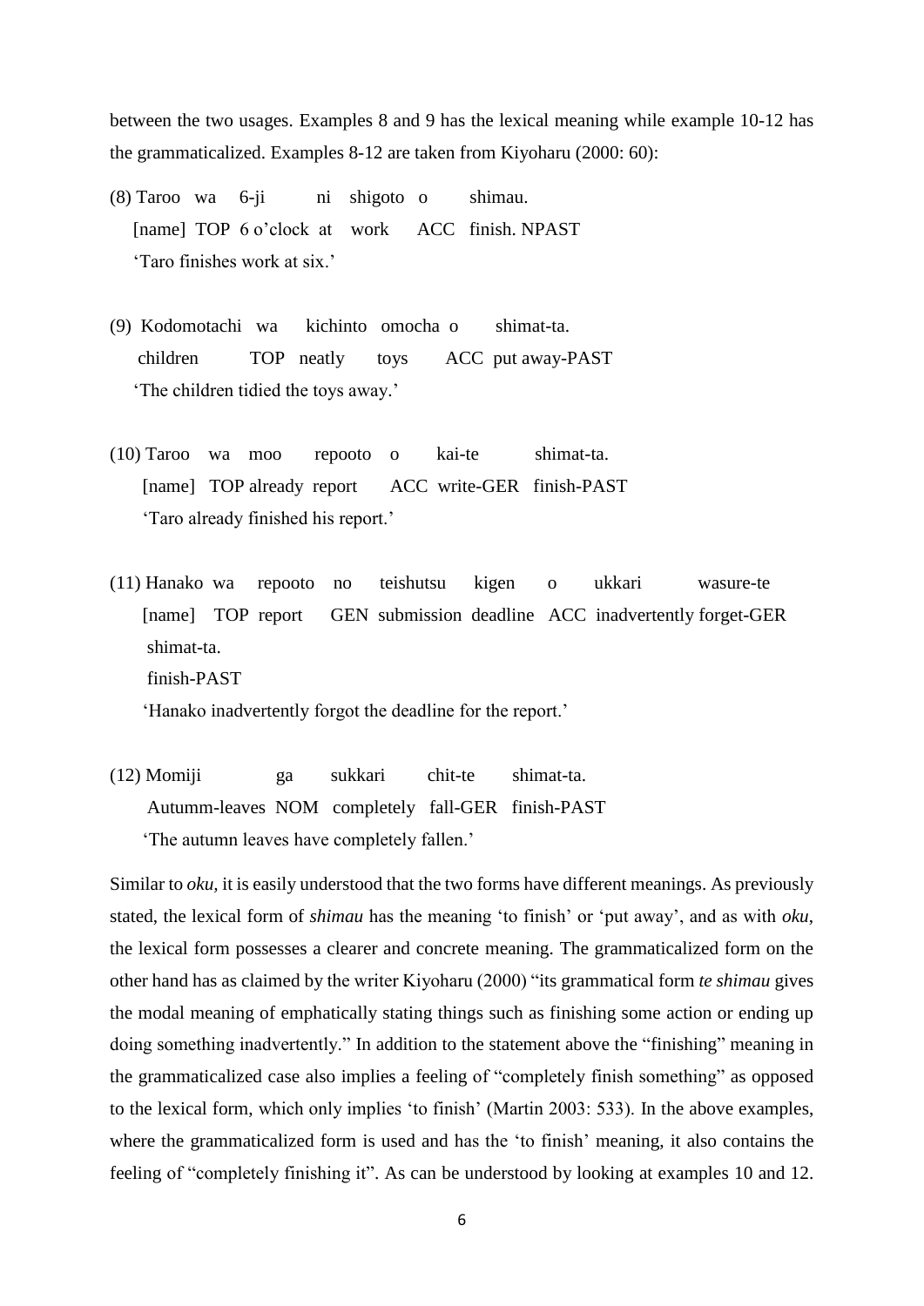between the two usages. Examples 8 and 9 has the lexical meaning while example 10-12 has the grammaticalized. Examples 8-12 are taken from Kiyoharu (2000: 60):

(8) Taroo wa 6-ji ni shigoto o shimau.
[name] TOP 6 o'clock at work ACC finish. NPAST
'Taro finishes work at six.'

(9) Kodomotachi wa kichinto omocha o shimat-ta.
children TOP neatly toys ACC put away-PAST
'The children tidied the toys away.'

(10) Taroo wa moo repooto o kai-te shimat-ta.
[name] TOP already report ACC write-GER finish-PAST
'Taro already finished his report.'

(11) Hanako wa repooto no teishutsu kigen o ukkari wasure-te shimat-ta.
[name] TOP report GEN submission deadline ACC inadvertently forget-GER finish-PAST
'Hanako inadvertently forgot the deadline for the report.'

(12) Momiji ga sukkari chit-te shimat-ta.
Autumm-leaves NOM completely fall-GER finish-PAST
'The autumn leaves have completely fallen.'

Similar to *oku,* it is easily understood that the two forms have different meanings. As previously stated, the lexical form of *shimau* has the meaning 'to finish' or 'put away', and as with *oku*, the lexical form possesses a clearer and concrete meaning. The grammaticalized form on the other hand has as claimed by the writer Kiyoharu (2000) "its grammatical form *te shimau* gives the modal meaning of emphatically stating things such as finishing some action or ending up doing something inadvertently." In addition to the statement above the "finishing" meaning in the grammaticalized case also implies a feeling of "completely finish something" as opposed to the lexical form, which only implies 'to finish' (Martin 2003: 533). In the above examples, where the grammaticalized form is used and has the 'to finish' meaning, it also contains the feeling of "completely finishing it". As can be understood by looking at examples 10 and 12.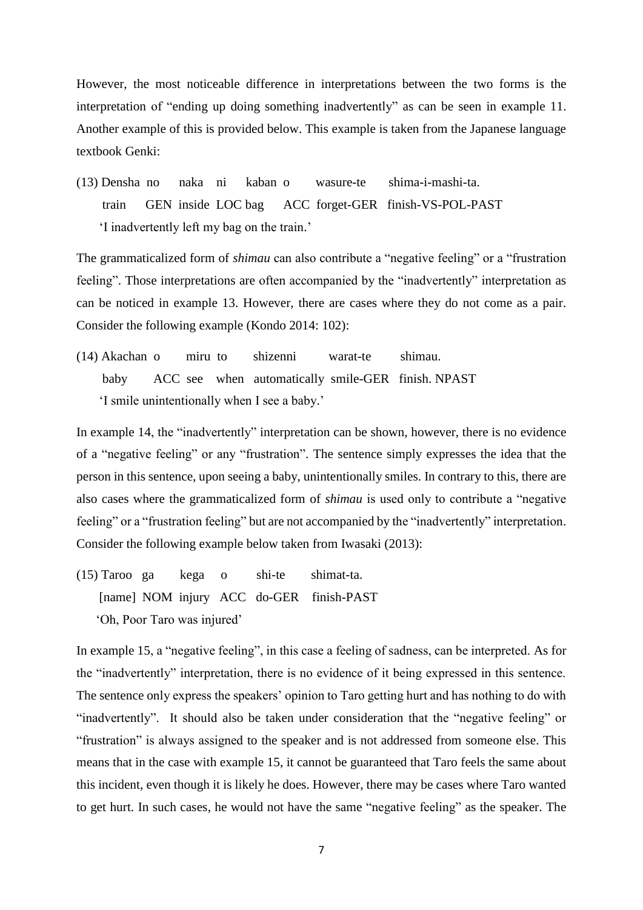However, the most noticeable difference in interpretations between the two forms is the interpretation of "ending up doing something inadvertently" as can be seen in example 11. Another example of this is provided below. This example is taken from the Japanese language textbook Genki:

(13) Densha no naka ni kaban o wasure-te shima-i-mashi-ta.
 train GEN inside LOC bag ACC forget-GER finish-VS-POL-PAST
 'I inadvertently left my bag on the train.'

The grammaticalized form of *shimau* can also contribute a "negative feeling" or a "frustration feeling". Those interpretations are often accompanied by the "inadvertently" interpretation as can be noticed in example 13. However, there are cases where they do not come as a pair. Consider the following example (Kondo 2014: 102):

(14) Akachan o miru to shizenni warat-te shimau.
 baby ACC see when automatically smile-GER finish. NPAST
 'I smile unintentionally when I see a baby.'

In example 14, the "inadvertently" interpretation can be shown, however, there is no evidence of a "negative feeling" or any "frustration". The sentence simply expresses the idea that the person in this sentence, upon seeing a baby, unintentionally smiles. In contrary to this, there are also cases where the grammaticalized form of *shimau* is used only to contribute a "negative feeling" or a "frustration feeling" but are not accompanied by the "inadvertently" interpretation. Consider the following example below taken from Iwasaki (2013):

(15) Taroo ga kega o shi-te shimat-ta.
 [name] NOM injury ACC do-GER finish-PAST
 'Oh, Poor Taro was injured'

In example 15, a "negative feeling", in this case a feeling of sadness, can be interpreted. As for the "inadvertently" interpretation, there is no evidence of it being expressed in this sentence. The sentence only express the speakers' opinion to Taro getting hurt and has nothing to do with "inadvertently". It should also be taken under consideration that the "negative feeling" or "frustration" is always assigned to the speaker and is not addressed from someone else. This means that in the case with example 15, it cannot be guaranteed that Taro feels the same about this incident, even though it is likely he does. However, there may be cases where Taro wanted to get hurt. In such cases, he would not have the same "negative feeling" as the speaker. The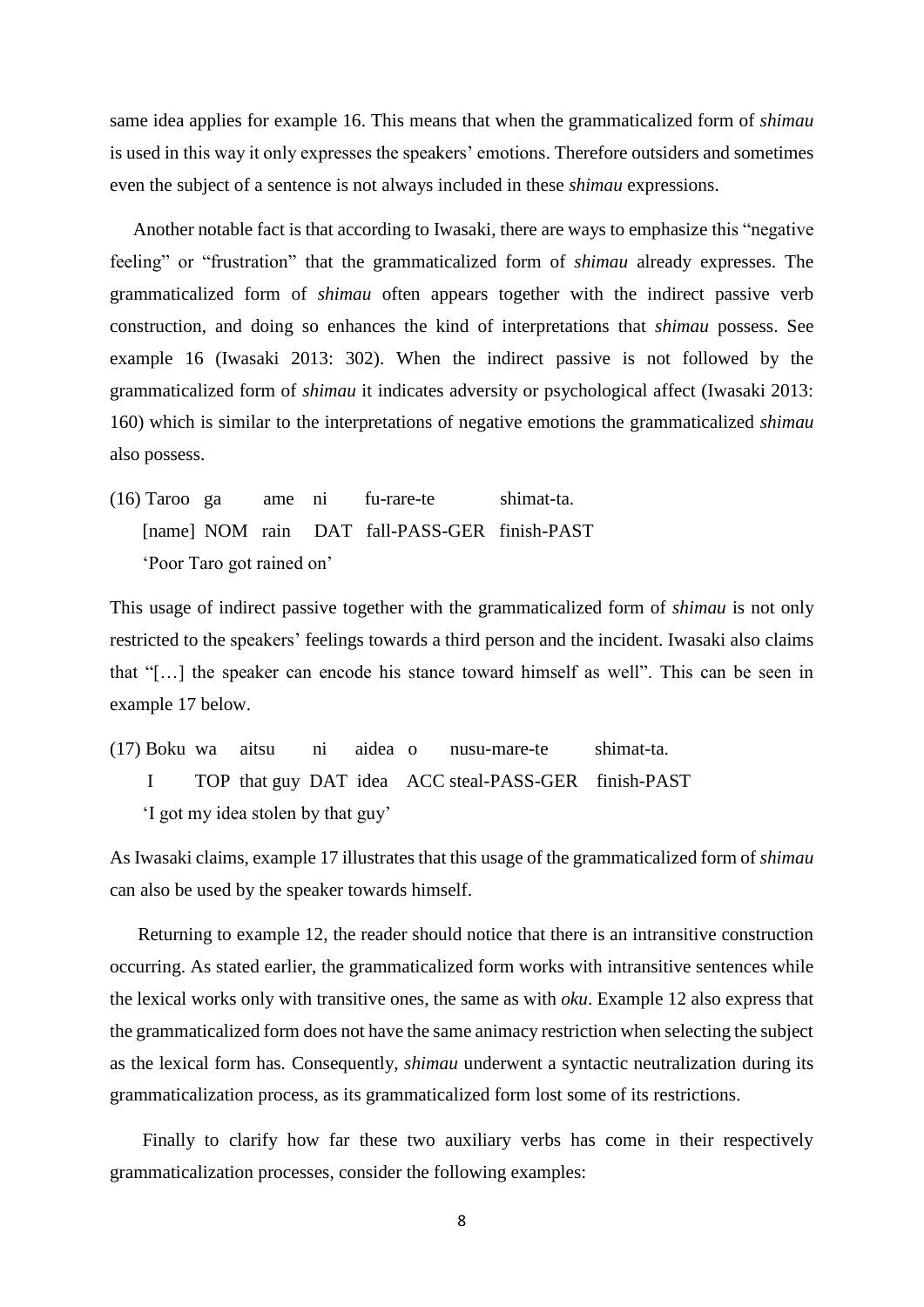same idea applies for example 16. This means that when the grammaticalized form of *shimau* is used in this way it only expresses the speakers' emotions. Therefore outsiders and sometimes even the subject of a sentence is not always included in these *shimau* expressions.

Another notable fact is that according to Iwasaki, there are ways to emphasize this "negative feeling" or "frustration" that the grammaticalized form of *shimau* already expresses. The grammaticalized form of *shimau* often appears together with the indirect passive verb construction, and doing so enhances the kind of interpretations that *shimau* possess. See example 16 (Iwasaki 2013: 302). When the indirect passive is not followed by the grammaticalized form of *shimau* it indicates adversity or psychological affect (Iwasaki 2013: 160) which is similar to the interpretations of negative emotions the grammaticalized *shimau* also possess.

(16) Taroo ga ame ni fu-rare-te shimat-ta.
[name] NOM rain DAT fall-PASS-GER finish-PAST
'Poor Taro got rained on'

This usage of indirect passive together with the grammaticalized form of *shimau* is not only restricted to the speakers' feelings towards a third person and the incident. Iwasaki also claims that "[…] the speaker can encode his stance toward himself as well". This can be seen in example 17 below.

(17) Boku wa aitsu ni aidea o nusu-mare-te shimat-ta.
I TOP that guy DAT idea ACC steal-PASS-GER finish-PAST
'I got my idea stolen by that guy'

As Iwasaki claims, example 17 illustrates that this usage of the grammaticalized form of *shimau* can also be used by the speaker towards himself.

Returning to example 12, the reader should notice that there is an intransitive construction occurring. As stated earlier, the grammaticalized form works with intransitive sentences while the lexical works only with transitive ones, the same as with *oku*. Example 12 also express that the grammaticalized form does not have the same animacy restriction when selecting the subject as the lexical form has. Consequently, *shimau* underwent a syntactic neutralization during its grammaticalization process, as its grammaticalized form lost some of its restrictions.

Finally to clarify how far these two auxiliary verbs has come in their respectively grammaticalization processes, consider the following examples: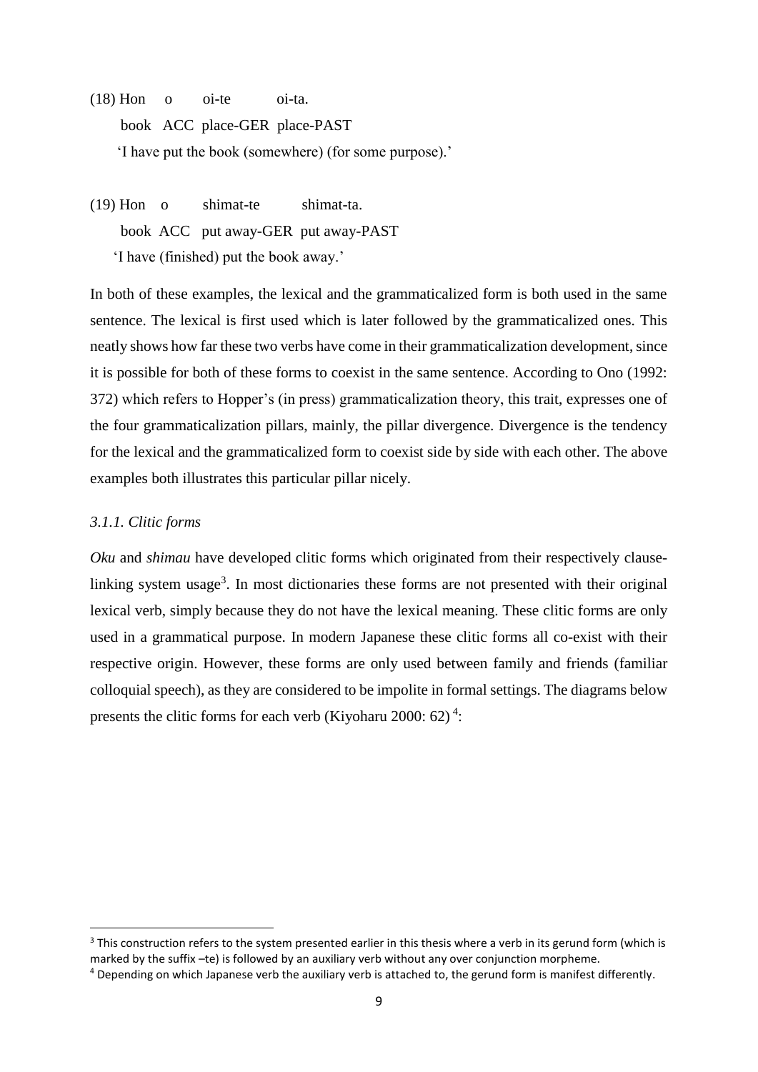(18) Hon o oi-te oi-ta.

book ACC place-GER place-PAST

'I have put the book (somewhere) (for some purpose).'

(19) Hon o shimat-te shimat-ta.

book ACC put away-GER put away-PAST

'I have (finished) put the book away.'

In both of these examples, the lexical and the grammaticalized form is both used in the same sentence. The lexical is first used which is later followed by the grammaticalized ones. This neatly shows how far these two verbs have come in their grammaticalization development, since it is possible for both of these forms to coexist in the same sentence. According to Ono (1992: 372) which refers to Hopper's (in press) grammaticalization theory, this trait, expresses one of the four grammaticalization pillars, mainly, the pillar divergence. Divergence is the tendency for the lexical and the grammaticalized form to coexist side by side with each other. The above examples both illustrates this particular pillar nicely.

### *3.1.1. Clitic forms*

*Oku* and *shimau* have developed clitic forms which originated from their respectively clause-linking system usage[3]. In most dictionaries these forms are not presented with their original lexical verb, simply because they do not have the lexical meaning. These clitic forms are only used in a grammatical purpose. In modern Japanese these clitic forms all co-exist with their respective origin. However, these forms are only used between family and friends (familiar colloquial speech), as they are considered to be impolite in formal settings. The diagrams below presents the clitic forms for each verb (Kiyoharu 2000: 62) [4]:

---

[3] This construction refers to the system presented earlier in this thesis where a verb in its gerund form (which is marked by the suffix –te) is followed by an auxiliary verb without any over conjunction morpheme.

[4] Depending on which Japanese verb the auxiliary verb is attached to, the gerund form is manifest differently.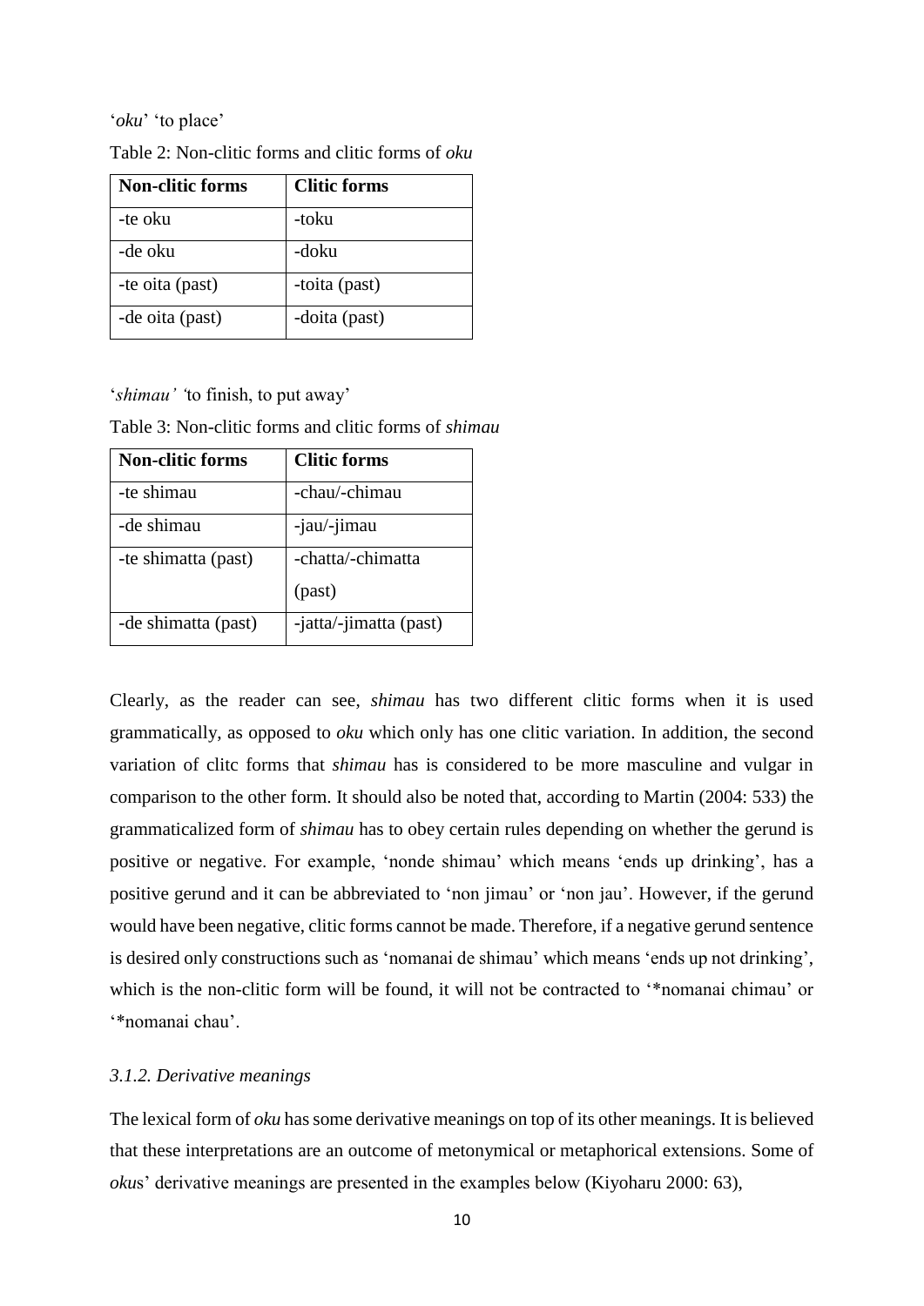'*oku*' 'to place'

Table 2: Non-clitic forms and clitic forms of *oku*

| Non-clitic forms | Clitic forms |
| --- | --- |
| -te oku | -toku |
| -de oku | -doku |
| -te oita (past) | -toita (past) |
| -de oita (past) | -doita (past) |

'*shimau' '*to finish, to put away'

Table 3: Non-clitic forms and clitic forms of *shimau*

| Non-clitic forms | Clitic forms |
| --- | --- |
| -te shimau | -chau/-chimau |
| -de shimau | -jau/-jimau |
| -te shimatta (past) | -chatta/-chimatta (past) |
| -de shimatta (past) | -jatta/-jimatta (past) |

Clearly, as the reader can see, *shimau* has two different clitic forms when it is used grammatically, as opposed to *oku* which only has one clitic variation. In addition, the second variation of clitc forms that *shimau* has is considered to be more masculine and vulgar in comparison to the other form. It should also be noted that, according to Martin (2004: 533) the grammaticalized form of *shimau* has to obey certain rules depending on whether the gerund is positive or negative. For example, 'nonde shimau' which means 'ends up drinking', has a positive gerund and it can be abbreviated to 'non jimau' or 'non jau'. However, if the gerund would have been negative, clitic forms cannot be made. Therefore, if a negative gerund sentence is desired only constructions such as 'nomanai de shimau' which means 'ends up not drinking', which is the non-clitic form will be found, it will not be contracted to '*nomanai chimau' or '*nomanai chau'.

### *3.1.2. Derivative meanings*

The lexical form of *oku* has some derivative meanings on top of its other meanings. It is believed that these interpretations are an outcome of metonymical or metaphorical extensions. Some of *oku*s' derivative meanings are presented in the examples below (Kiyoharu 2000: 63),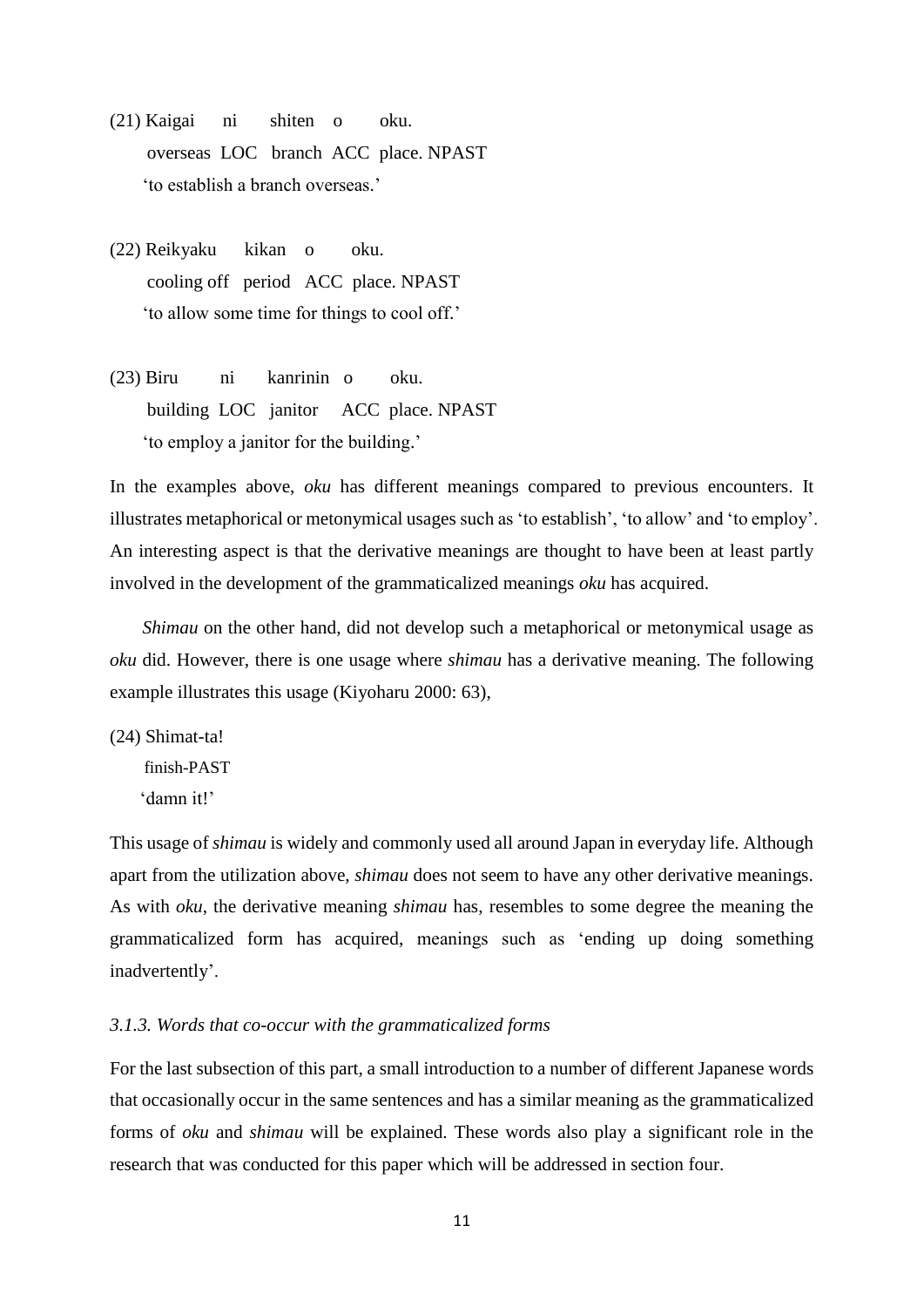(21) Kaigai ni shiten o oku.
overseas LOC branch ACC place. NPAST
'to establish a branch overseas.'

(22) Reikyaku kikan o oku.
cooling off period ACC place. NPAST
'to allow some time for things to cool off.'

(23) Biru ni kanrinin o oku.
building LOC janitor ACC place. NPAST
'to employ a janitor for the building.'

In the examples above, *oku* has different meanings compared to previous encounters. It illustrates metaphorical or metonymical usages such as 'to establish', 'to allow' and 'to employ'. An interesting aspect is that the derivative meanings are thought to have been at least partly involved in the development of the grammaticalized meanings *oku* has acquired.

*Shimau* on the other hand, did not develop such a metaphorical or metonymical usage as *oku* did. However, there is one usage where *shimau* has a derivative meaning. The following example illustrates this usage (Kiyoharu 2000: 63),

(24) Shimat-ta!
finish-PAST
'damn it!'

This usage of *shimau* is widely and commonly used all around Japan in everyday life. Although apart from the utilization above, *shimau* does not seem to have any other derivative meanings. As with *oku*, the derivative meaning *shimau* has, resembles to some degree the meaning the grammaticalized form has acquired, meanings such as 'ending up doing something inadvertently'.

### *3.1.3. Words that co-occur with the grammaticalized forms*

For the last subsection of this part, a small introduction to a number of different Japanese words that occasionally occur in the same sentences and has a similar meaning as the grammaticalized forms of *oku* and *shimau* will be explained. These words also play a significant role in the research that was conducted for this paper which will be addressed in section four.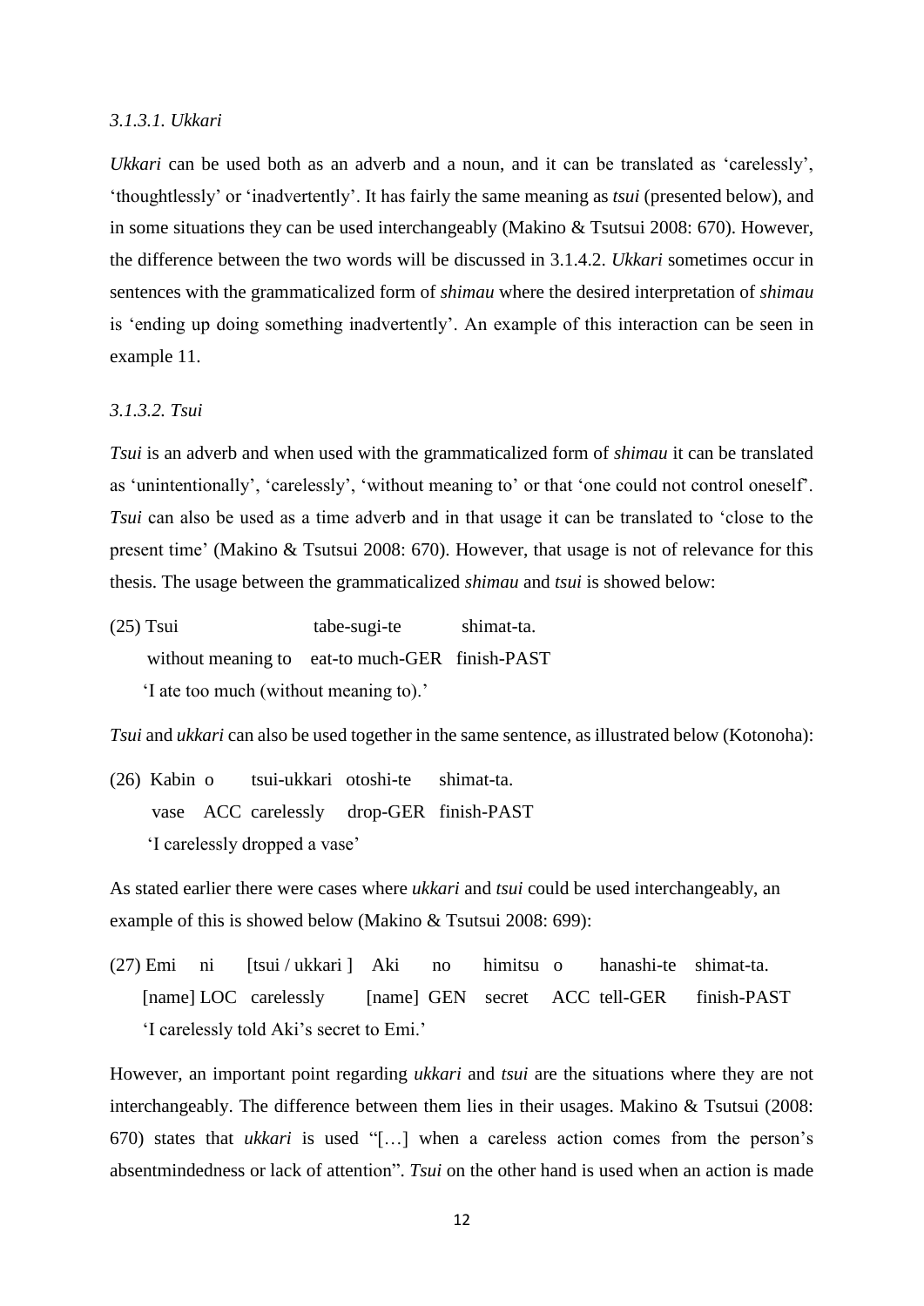### *3.1.3.1. Ukkari*

*Ukkari* can be used both as an adverb and a noun, and it can be translated as 'carelessly', 'thoughtlessly' or 'inadvertently'. It has fairly the same meaning as *tsui* (presented below), and in some situations they can be used interchangeably (Makino & Tsutsui 2008: 670). However, the difference between the two words will be discussed in 3.1.4.2. *Ukkari* sometimes occur in sentences with the grammaticalized form of *shimau* where the desired interpretation of *shimau* is 'ending up doing something inadvertently'. An example of this interaction can be seen in example 11.

### *3.1.3.2. Tsui*

*Tsui* is an adverb and when used with the grammaticalized form of *shimau* it can be translated as 'unintentionally', 'carelessly', 'without meaning to' or that 'one could not control oneself'. *Tsui* can also be used as a time adverb and in that usage it can be translated to 'close to the present time' (Makino & Tsutsui 2008: 670). However, that usage is not of relevance for this thesis. The usage between the grammaticalized *shimau* and *tsui* is showed below:

(25) Tsui tabe-sugi-te shimat-ta.
without meaning to eat-to much-GER finish-PAST
'I ate too much (without meaning to).'

*Tsui* and *ukkari* can also be used together in the same sentence, as illustrated below (Kotonoha):

(26) Kabin o tsui-ukkari otoshi-te shimat-ta.
vase ACC carelessly drop-GER finish-PAST
'I carelessly dropped a vase'

As stated earlier there were cases where *ukkari* and *tsui* could be used interchangeably, an example of this is showed below (Makino & Tsutsui 2008: 699):

(27) Emi ni [tsui / ukkari ] Aki no himitsu o hanashi-te shimat-ta.
[name] LOC carelessly [name] GEN secret ACC tell-GER finish-PAST
'I carelessly told Aki's secret to Emi.'

However, an important point regarding *ukkari* and *tsui* are the situations where they are not interchangeably. The difference between them lies in their usages. Makino & Tsutsui (2008: 670) states that *ukkari* is used "[…] when a careless action comes from the person's absentmindedness or lack of attention". *Tsui* on the other hand is used when an action is made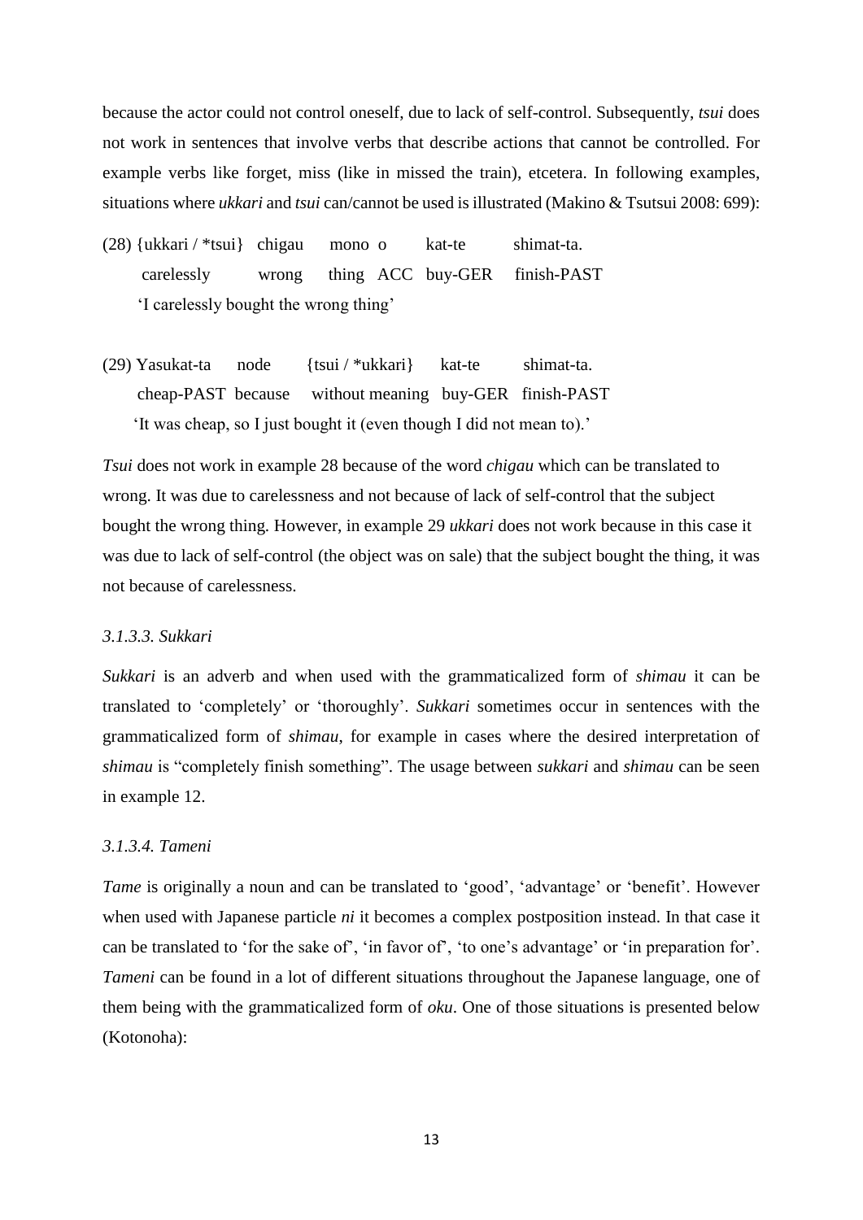because the actor could not control oneself, due to lack of self-control. Subsequently, *tsui* does not work in sentences that involve verbs that describe actions that cannot be controlled. For example verbs like forget, miss (like in missed the train), etcetera. In following examples, situations where *ukkari* and *tsui* can/cannot be used is illustrated (Makino & Tsutsui 2008: 699):

(28) {ukkari / *tsui}   chigau   mono  o   kat-te   shimat-ta.
  carelessly   wrong   thing  ACC  buy-GER   finish-PAST
  'I carelessly bought the wrong thing'

(29) Yasukat-ta   node   {tsui / *ukkari}   kat-te   shimat-ta.
  cheap-PAST  because   without meaning   buy-GER   finish-PAST
  'It was cheap, so I just bought it (even though I did not mean to).'

*Tsui* does not work in example 28 because of the word *chigau* which can be translated to wrong. It was due to carelessness and not because of lack of self-control that the subject bought the wrong thing. However, in example 29 *ukkari* does not work because in this case it was due to lack of self-control (the object was on sale) that the subject bought the thing, it was not because of carelessness.

#### *3.1.3.3. Sukkari*

*Sukkari* is an adverb and when used with the grammaticalized form of *shimau* it can be translated to 'completely' or 'thoroughly'. *Sukkari* sometimes occur in sentences with the grammaticalized form of *shimau*, for example in cases where the desired interpretation of *shimau* is "completely finish something". The usage between *sukkari* and *shimau* can be seen in example 12.

#### *3.1.3.4. Tameni*

*Tame* is originally a noun and can be translated to 'good', 'advantage' or 'benefit'. However when used with Japanese particle *ni* it becomes a complex postposition instead. In that case it can be translated to 'for the sake of', 'in favor of', 'to one's advantage' or 'in preparation for'. *Tameni* can be found in a lot of different situations throughout the Japanese language, one of them being with the grammaticalized form of *oku*. One of those situations is presented below (Kotonoha):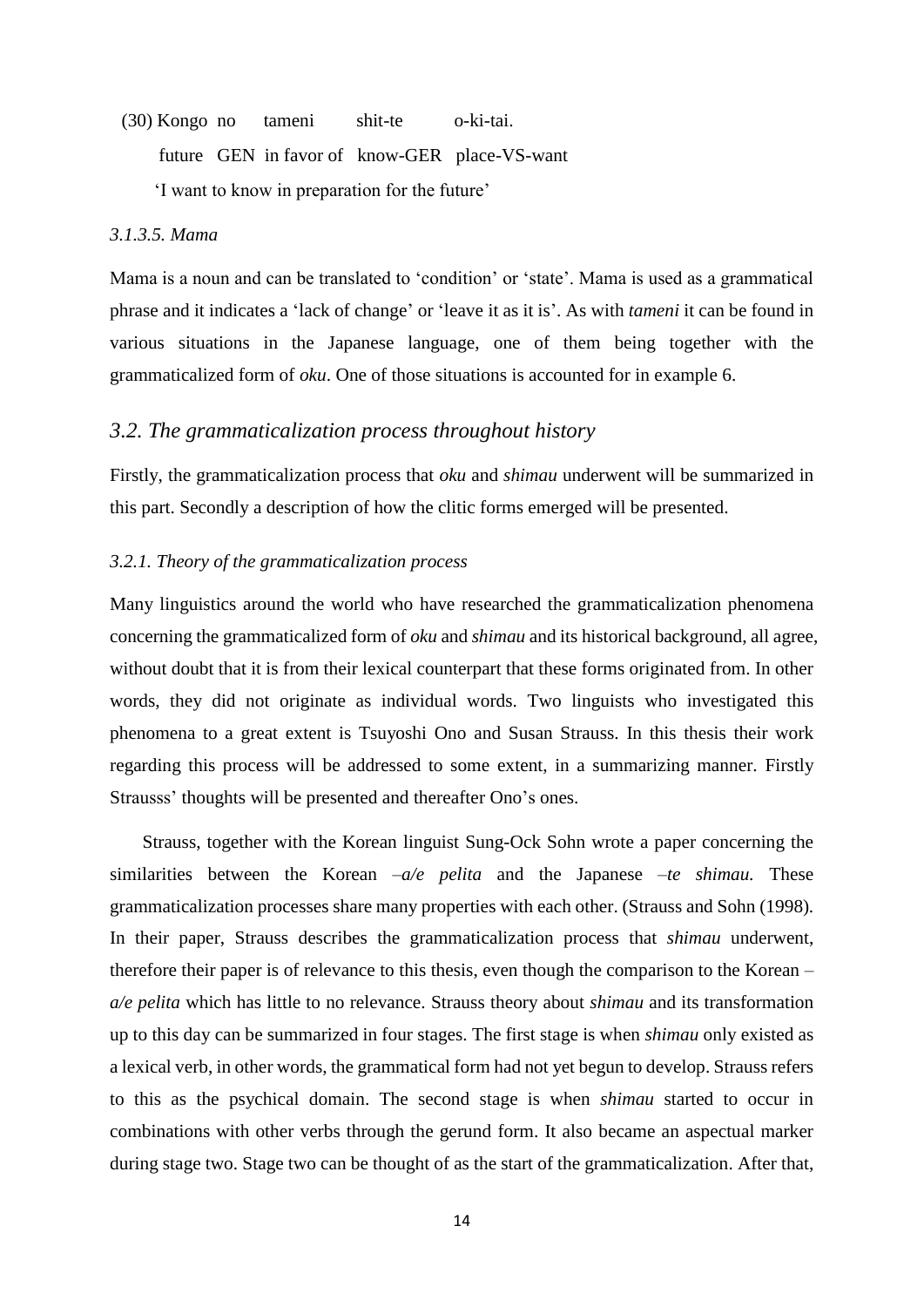(30) Kongo no tameni shit-te o-ki-tai.

future GEN in favor of know-GER place-VS-want

'I want to know in preparation for the future'

#### *3.1.3.5. Mama*

Mama is a noun and can be translated to 'condition' or 'state'. Mama is used as a grammatical phrase and it indicates a 'lack of change' or 'leave it as it is'. As with *tameni* it can be found in various situations in the Japanese language, one of them being together with the grammaticalized form of *oku*. One of those situations is accounted for in example 6.

## *3.2. The grammaticalization process throughout history*

Firstly, the grammaticalization process that *oku* and *shimau* underwent will be summarized in this part. Secondly a description of how the clitic forms emerged will be presented.

### *3.2.1. Theory of the grammaticalization process*

Many linguistics around the world who have researched the grammaticalization phenomena concerning the grammaticalized form of *oku* and *shimau* and its historical background, all agree, without doubt that it is from their lexical counterpart that these forms originated from. In other words, they did not originate as individual words. Two linguists who investigated this phenomena to a great extent is Tsuyoshi Ono and Susan Strauss. In this thesis their work regarding this process will be addressed to some extent, in a summarizing manner. Firstly Strausss' thoughts will be presented and thereafter Ono's ones.

Strauss, together with the Korean linguist Sung-Ock Sohn wrote a paper concerning the similarities between the Korean *–a/e pelita* and the Japanese *–te shimau.* These grammaticalization processes share many properties with each other. (Strauss and Sohn (1998). In their paper, Strauss describes the grammaticalization process that *shimau* underwent, therefore their paper is of relevance to this thesis, even though the comparison to the Korean *–a/e pelita* which has little to no relevance. Strauss theory about *shimau* and its transformation up to this day can be summarized in four stages. The first stage is when *shimau* only existed as a lexical verb, in other words, the grammatical form had not yet begun to develop. Strauss refers to this as the psychical domain. The second stage is when *shimau* started to occur in combinations with other verbs through the gerund form. It also became an aspectual marker during stage two. Stage two can be thought of as the start of the grammaticalization. After that,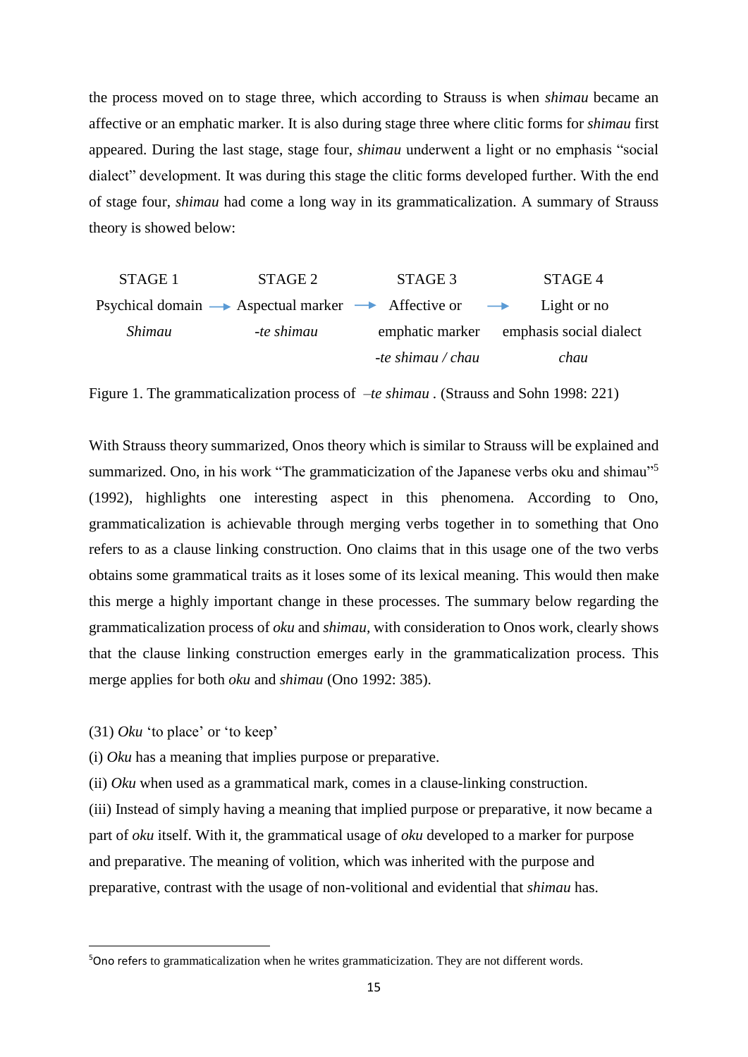the process moved on to stage three, which according to Strauss is when *shimau* became an affective or an emphatic marker. It is also during stage three where clitic forms for *shimau* first appeared. During the last stage, stage four, *shimau* underwent a light or no emphasis "social dialect" development. It was during this stage the clitic forms developed further. With the end of stage four, *shimau* had come a long way in its grammaticalization. A summary of Strauss theory is showed below:

| STAGE 1 | | STAGE 2 | | STAGE 3 | | STAGE 4 |
|---|---|---|---|---|---|---|
| Psychical domain | → | Aspectual marker | → | Affective or emphatic marker | → | Light or no emphasis social dialect |
| *Shimau* | | *-te shimau* | | *-te shimau / chau* | | *chau* |

Figure 1. The grammaticalization process of *–te shimau* . (Strauss and Sohn 1998: 221)

With Strauss theory summarized, Onos theory which is similar to Strauss will be explained and summarized. Ono, in his work "The grammaticization of the Japanese verbs oku and shimau"[5] (1992), highlights one interesting aspect in this phenomena. According to Ono, grammaticalization is achievable through merging verbs together in to something that Ono refers to as a clause linking construction. Ono claims that in this usage one of the two verbs obtains some grammatical traits as it loses some of its lexical meaning. This would then make this merge a highly important change in these processes. The summary below regarding the grammaticalization process of *oku* and *shimau*, with consideration to Onos work, clearly shows that the clause linking construction emerges early in the grammaticalization process. This merge applies for both *oku* and *shimau* (Ono 1992: 385).

(31) *Oku* 'to place' or 'to keep'

(i) *Oku* has a meaning that implies purpose or preparative.

(ii) *Oku* when used as a grammatical mark, comes in a clause-linking construction.

(iii) Instead of simply having a meaning that implied purpose or preparative, it now became a part of *oku* itself. With it, the grammatical usage of *oku* developed to a marker for purpose and preparative. The meaning of volition, which was inherited with the purpose and preparative, contrast with the usage of non-volitional and evidential that *shimau* has.

[5] Ono refers to grammaticalization when he writes grammaticization. They are not different words.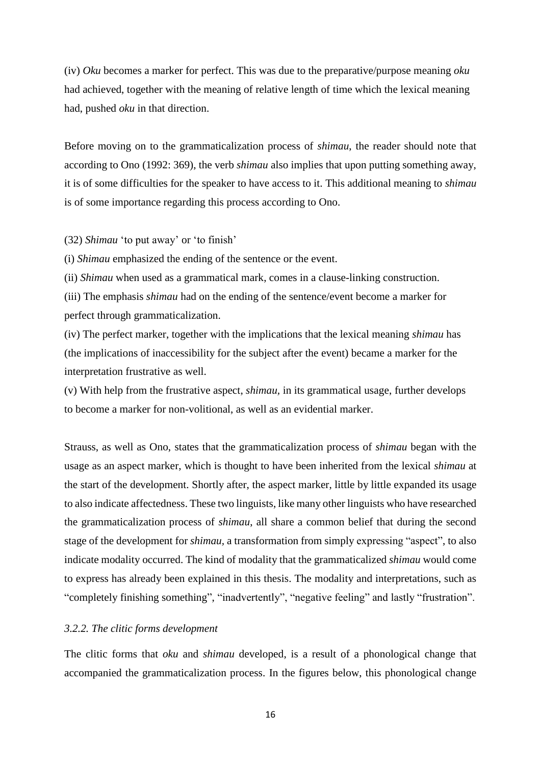(iv) *Oku* becomes a marker for perfect. This was due to the preparative/purpose meaning *oku* had achieved, together with the meaning of relative length of time which the lexical meaning had, pushed *oku* in that direction.

Before moving on to the grammaticalization process of *shimau*, the reader should note that according to Ono (1992: 369), the verb *shimau* also implies that upon putting something away, it is of some difficulties for the speaker to have access to it. This additional meaning to *shimau* is of some importance regarding this process according to Ono.

(32) *Shimau* 'to put away' or 'to finish'

(i) *Shimau* emphasized the ending of the sentence or the event.

(ii) *Shimau* when used as a grammatical mark, comes in a clause-linking construction.

(iii) The emphasis *shimau* had on the ending of the sentence/event become a marker for perfect through grammaticalization.

(iv) The perfect marker, together with the implications that the lexical meaning *shimau* has (the implications of inaccessibility for the subject after the event) became a marker for the interpretation frustrative as well.

(v) With help from the frustrative aspect, *shimau*, in its grammatical usage, further develops to become a marker for non-volitional, as well as an evidential marker.

Strauss, as well as Ono, states that the grammaticalization process of *shimau* began with the usage as an aspect marker, which is thought to have been inherited from the lexical *shimau* at the start of the development. Shortly after, the aspect marker, little by little expanded its usage to also indicate affectedness. These two linguists, like many other linguists who have researched the grammaticalization process of *shimau*, all share a common belief that during the second stage of the development for *shimau*, a transformation from simply expressing "aspect", to also indicate modality occurred. The kind of modality that the grammaticalized *shimau* would come to express has already been explained in this thesis. The modality and interpretations, such as "completely finishing something", "inadvertently", "negative feeling" and lastly "frustration".

### *3.2.2. The clitic forms development*

The clitic forms that *oku* and *shimau* developed, is a result of a phonological change that accompanied the grammaticalization process. In the figures below, this phonological change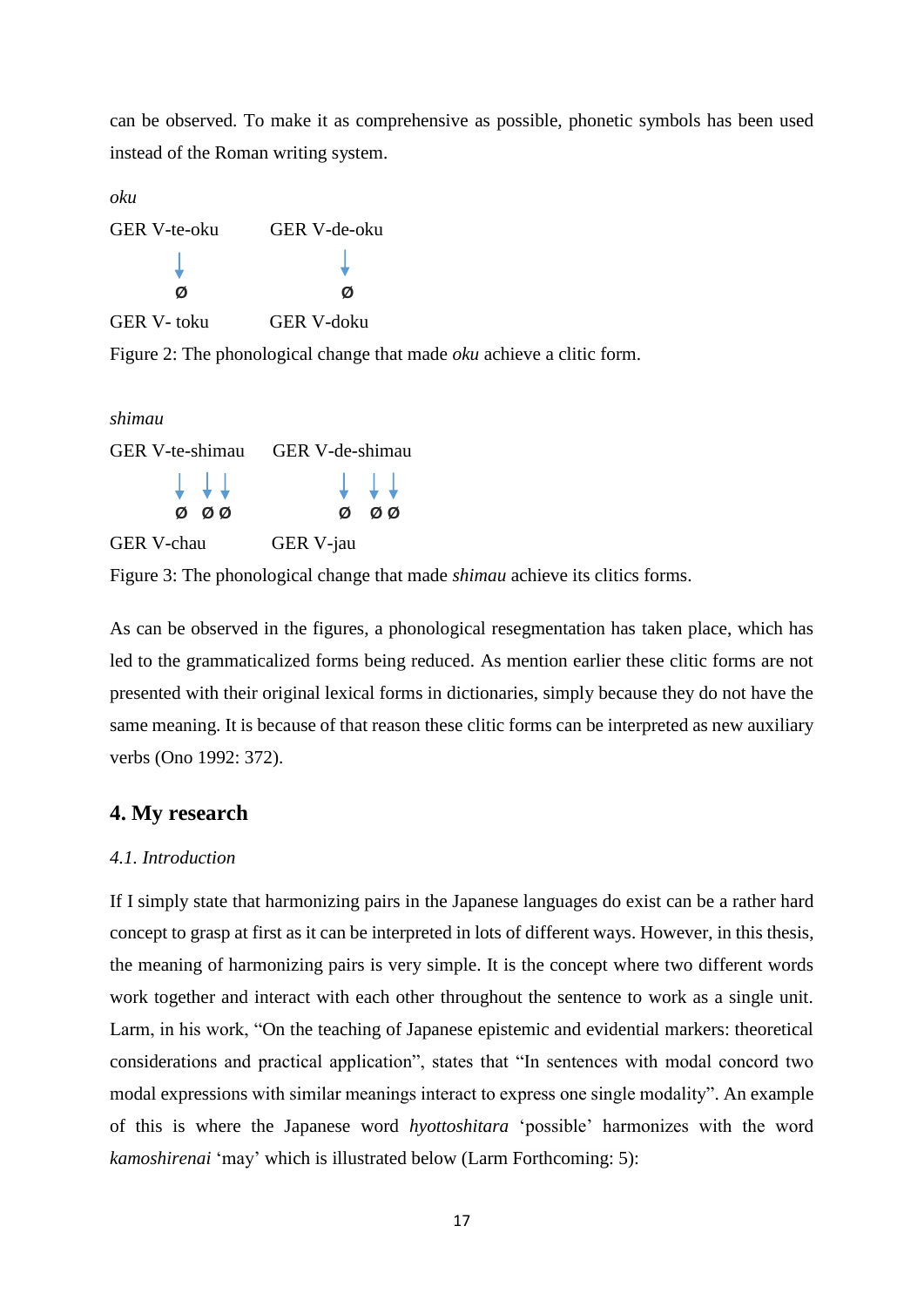can be observed. To make it as comprehensive as possible, phonetic symbols has been used instead of the Roman writing system.

*oku*

GER V-te-oku　　GER V-de-oku

↓　　　　　↓

Ø　　　　　Ø

GER V- toku　　GER V-doku

Figure 2: The phonological change that made *oku* achieve a clitic form.

*shimau*

GER V-te-shimau　　GER V-de-shimau

↓ ↓ ↓　　　　↓ ↓ ↓

Ø Ø Ø　　　　Ø Ø Ø

GER V-chau　　GER V-jau

Figure 3: The phonological change that made *shimau* achieve its clitics forms.

As can be observed in the figures, a phonological resegmentation has taken place, which has led to the grammaticalized forms being reduced. As mention earlier these clitic forms are not presented with their original lexical forms in dictionaries, simply because they do not have the same meaning. It is because of that reason these clitic forms can be interpreted as new auxiliary verbs (Ono 1992: 372).

## 4. My research

### *4.1. Introduction*

If I simply state that harmonizing pairs in the Japanese languages do exist can be a rather hard concept to grasp at first as it can be interpreted in lots of different ways. However, in this thesis, the meaning of harmonizing pairs is very simple. It is the concept where two different words work together and interact with each other throughout the sentence to work as a single unit. Larm, in his work, "On the teaching of Japanese epistemic and evidential markers: theoretical considerations and practical application", states that "In sentences with modal concord two modal expressions with similar meanings interact to express one single modality". An example of this is where the Japanese word *hyottoshitara* 'possible' harmonizes with the word *kamoshirenai* 'may' which is illustrated below (Larm Forthcoming: 5):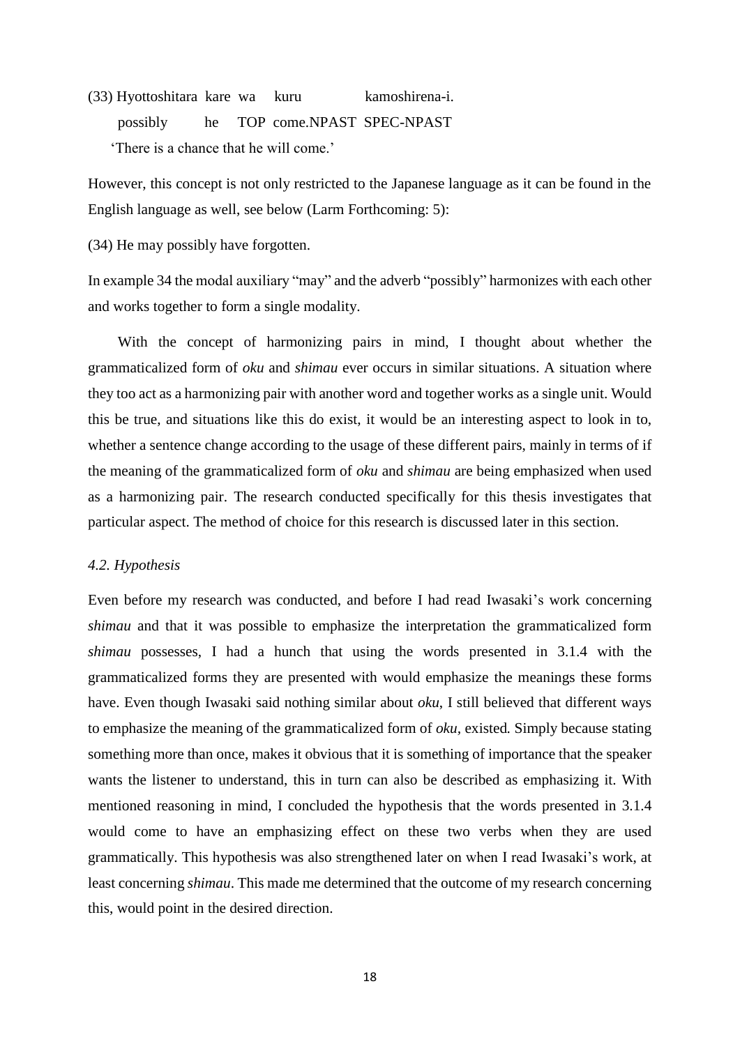(33) Hyottoshitara kare wa kuru kamoshirena-i.
possibly he TOP come.NPAST SPEC-NPAST
'There is a chance that he will come.'

However, this concept is not only restricted to the Japanese language as it can be found in the English language as well, see below (Larm Forthcoming: 5):

(34) He may possibly have forgotten.

In example 34 the modal auxiliary "may" and the adverb "possibly" harmonizes with each other and works together to form a single modality.

With the concept of harmonizing pairs in mind, I thought about whether the grammaticalized form of *oku* and *shimau* ever occurs in similar situations. A situation where they too act as a harmonizing pair with another word and together works as a single unit. Would this be true, and situations like this do exist, it would be an interesting aspect to look in to, whether a sentence change according to the usage of these different pairs, mainly in terms of if the meaning of the grammaticalized form of *oku* and *shimau* are being emphasized when used as a harmonizing pair. The research conducted specifically for this thesis investigates that particular aspect. The method of choice for this research is discussed later in this section.

### *4.2. Hypothesis*

Even before my research was conducted, and before I had read Iwasaki's work concerning *shimau* and that it was possible to emphasize the interpretation the grammaticalized form *shimau* possesses, I had a hunch that using the words presented in 3.1.4 with the grammaticalized forms they are presented with would emphasize the meanings these forms have. Even though Iwasaki said nothing similar about *oku*, I still believed that different ways to emphasize the meaning of the grammaticalized form of *oku*, existed. Simply because stating something more than once, makes it obvious that it is something of importance that the speaker wants the listener to understand, this in turn can also be described as emphasizing it. With mentioned reasoning in mind, I concluded the hypothesis that the words presented in 3.1.4 would come to have an emphasizing effect on these two verbs when they are used grammatically. This hypothesis was also strengthened later on when I read Iwasaki's work, at least concerning *shimau*. This made me determined that the outcome of my research concerning this, would point in the desired direction.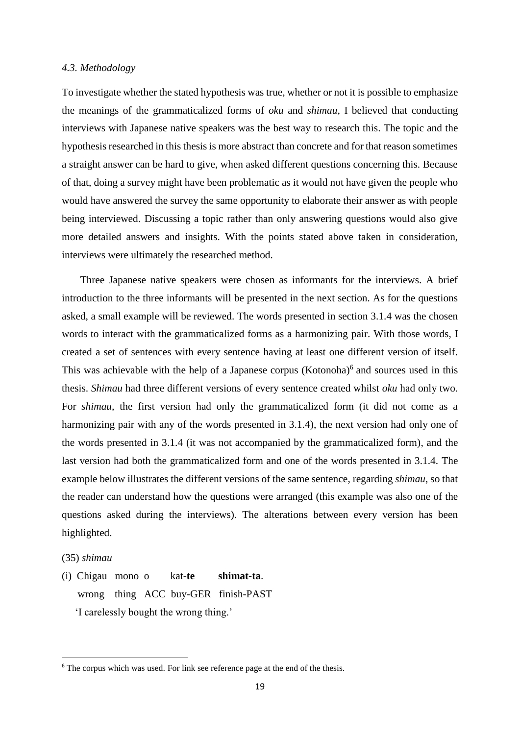### *4.3. Methodology*

To investigate whether the stated hypothesis was true, whether or not it is possible to emphasize the meanings of the grammaticalized forms of *oku* and *shimau*, I believed that conducting interviews with Japanese native speakers was the best way to research this. The topic and the hypothesis researched in this thesis is more abstract than concrete and for that reason sometimes a straight answer can be hard to give, when asked different questions concerning this. Because of that, doing a survey might have been problematic as it would not have given the people who would have answered the survey the same opportunity to elaborate their answer as with people being interviewed. Discussing a topic rather than only answering questions would also give more detailed answers and insights. With the points stated above taken in consideration, interviews were ultimately the researched method.

Three Japanese native speakers were chosen as informants for the interviews. A brief introduction to the three informants will be presented in the next section. As for the questions asked, a small example will be reviewed. The words presented in section 3.1.4 was the chosen words to interact with the grammaticalized forms as a harmonizing pair. With those words, I created a set of sentences with every sentence having at least one different version of itself. This was achievable with the help of a Japanese corpus (Kotonoha)[6] and sources used in this thesis. *Shimau* had three different versions of every sentence created whilst *oku* had only two. For *shimau*, the first version had only the grammaticalized form (it did not come as a harmonizing pair with any of the words presented in 3.1.4), the next version had only one of the words presented in 3.1.4 (it was not accompanied by the grammaticalized form), and the last version had both the grammaticalized form and one of the words presented in 3.1.4. The example below illustrates the different versions of the same sentence, regarding *shimau*, so that the reader can understand how the questions were arranged (this example was also one of the questions asked during the interviews). The alterations between every version has been highlighted.

(35) *shimau*

(i) Chigau mono o kat-**te** **shimat-ta**.
wrong thing ACC buy-GER finish-PAST
'I carelessly bought the wrong thing.'

---

[6] The corpus which was used. For link see reference page at the end of the thesis.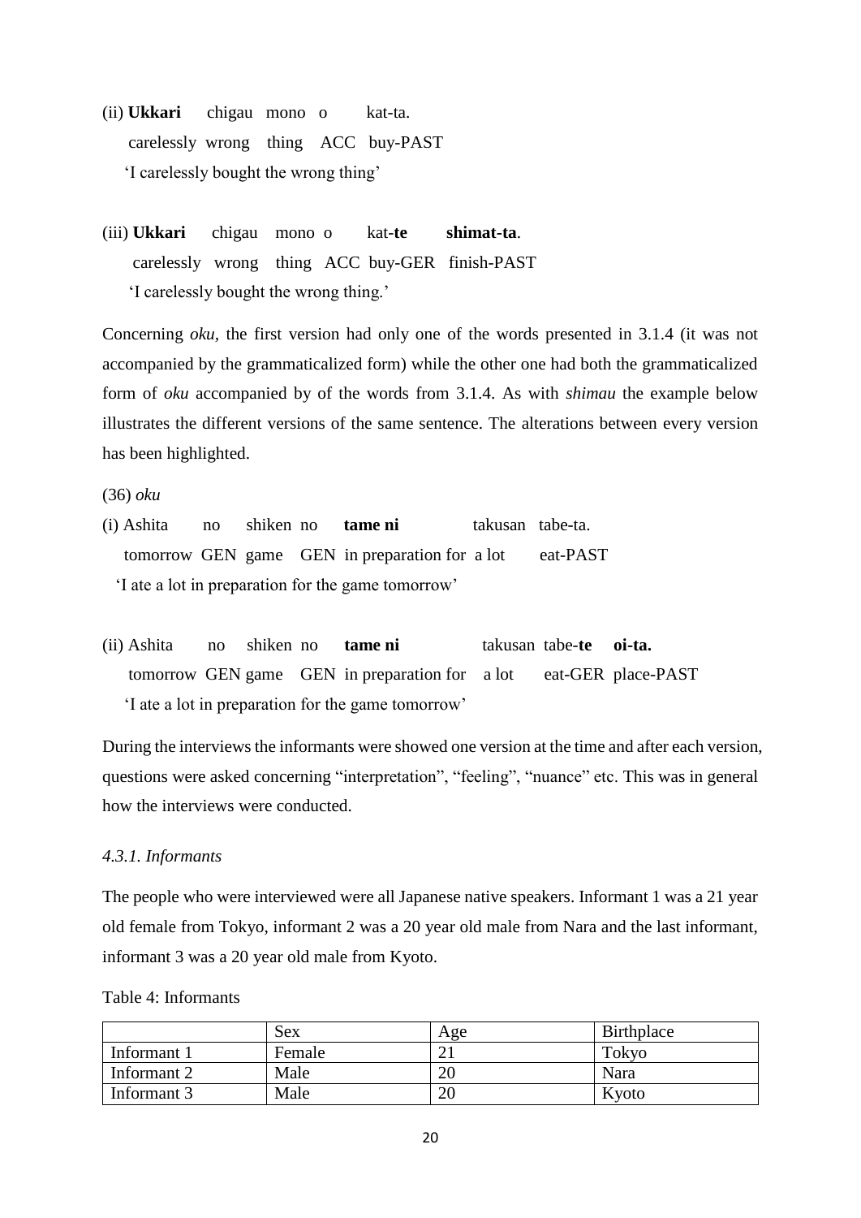(ii) **Ukkari** chigau mono o kat-ta.
carelessly wrong thing ACC buy-PAST
'I carelessly bought the wrong thing'

(iii) **Ukkari** chigau mono o kat-**te** **shimat-ta**.
carelessly wrong thing ACC buy-GER finish-PAST
'I carelessly bought the wrong thing.'

Concerning *oku*, the first version had only one of the words presented in 3.1.4 (it was not accompanied by the grammaticalized form) while the other one had both the grammaticalized form of *oku* accompanied by of the words from 3.1.4. As with *shimau* the example below illustrates the different versions of the same sentence. The alterations between every version has been highlighted.

(36) *oku*

(i) Ashita no shiken no **tame ni** takusan tabe-ta.
tomorrow GEN game GEN in preparation for a lot eat-PAST
'I ate a lot in preparation for the game tomorrow'

(ii) Ashita no shiken no **tame ni** takusan tabe-**te** **oi-ta.**
tomorrow GEN game GEN in preparation for a lot eat-GER place-PAST
'I ate a lot in preparation for the game tomorrow'

During the interviews the informants were showed one version at the time and after each version, questions were asked concerning "interpretation", "feeling", "nuance" etc. This was in general how the interviews were conducted.

### *4.3.1. Informants*

The people who were interviewed were all Japanese native speakers. Informant 1 was a 21 year old female from Tokyo, informant 2 was a 20 year old male from Nara and the last informant, informant 3 was a 20 year old male from Kyoto.

Table 4: Informants

| | Sex | Age | Birthplace |
|---|---|---|---|
| Informant 1 | Female | 21 | Tokyo |
| Informant 2 | Male | 20 | Nara |
| Informant 3 | Male | 20 | Kyoto |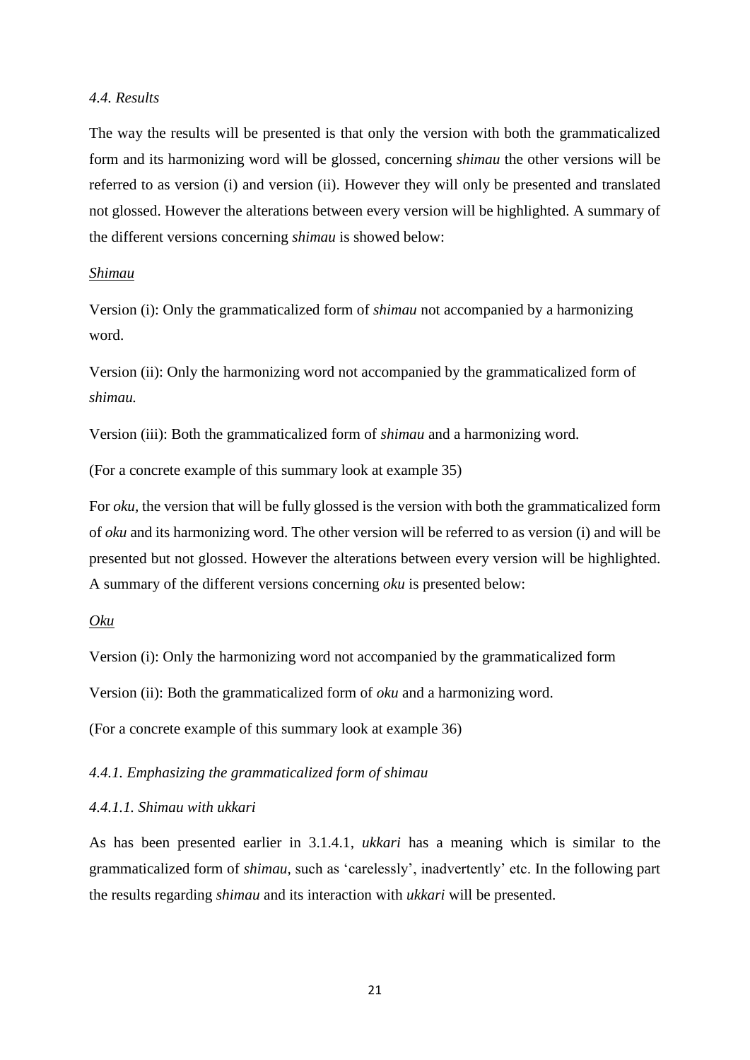### *4.4. Results*

The way the results will be presented is that only the version with both the grammaticalized form and its harmonizing word will be glossed, concerning *shimau* the other versions will be referred to as version (i) and version (ii). However they will only be presented and translated not glossed. However the alterations between every version will be highlighted. A summary of the different versions concerning *shimau* is showed below:

*Shimau*

Version (i): Only the grammaticalized form of *shimau* not accompanied by a harmonizing word.

Version (ii): Only the harmonizing word not accompanied by the grammaticalized form of *shimau.*

Version (iii): Both the grammaticalized form of *shimau* and a harmonizing word.

(For a concrete example of this summary look at example 35)

For *oku,* the version that will be fully glossed is the version with both the grammaticalized form of *oku* and its harmonizing word. The other version will be referred to as version (i) and will be presented but not glossed. However the alterations between every version will be highlighted. A summary of the different versions concerning *oku* is presented below:

*Oku*

Version (i): Only the harmonizing word not accompanied by the grammaticalized form

Version (ii): Both the grammaticalized form of *oku* and a harmonizing word.

(For a concrete example of this summary look at example 36)

#### *4.4.1. Emphasizing the grammaticalized form of shimau*

##### *4.4.1.1. Shimau with ukkari*

As has been presented earlier in 3.1.4.1, *ukkari* has a meaning which is similar to the grammaticalized form of *shimau,* such as 'carelessly', inadvertently' etc. In the following part the results regarding *shimau* and its interaction with *ukkari* will be presented.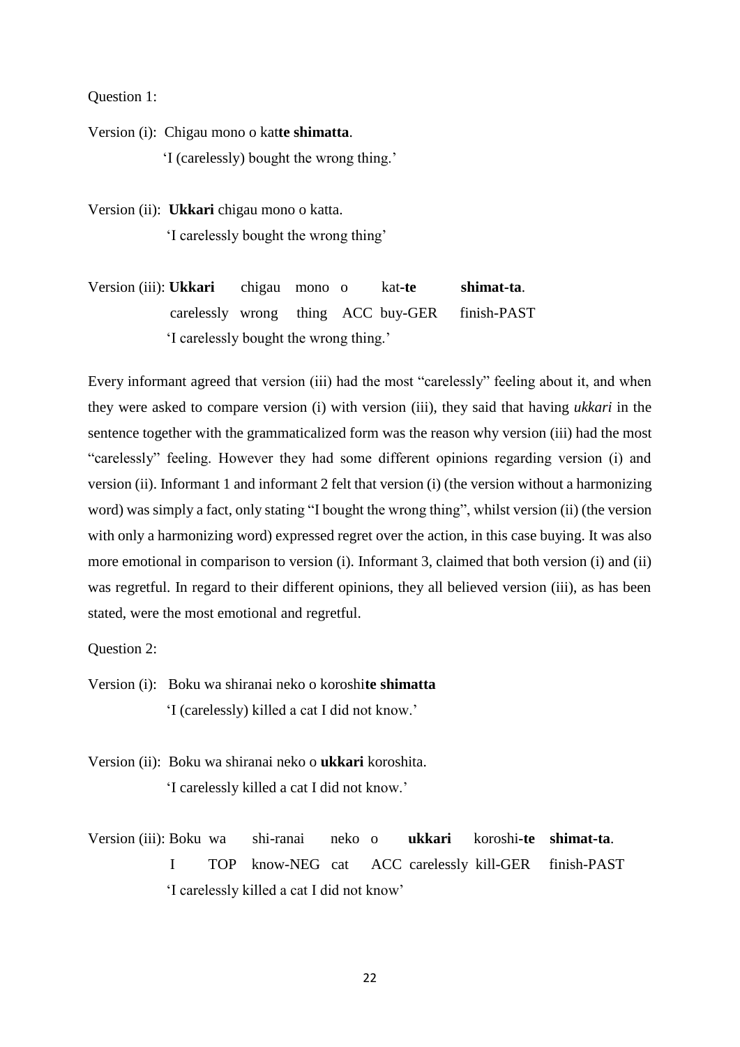Question 1:

Version (i): Chigau mono o kat**te shimatta**.
'I (carelessly) bought the wrong thing.'

Version (ii): **Ukkari** chigau mono o katta.
'I carelessly bought the wrong thing'

Version (iii): **Ukkari** chigau mono o kat-**te** **shimat-ta**.
carelessly wrong thing ACC buy-GER finish-PAST
'I carelessly bought the wrong thing.'

Every informant agreed that version (iii) had the most "carelessly" feeling about it, and when they were asked to compare version (i) with version (iii), they said that having *ukkari* in the sentence together with the grammaticalized form was the reason why version (iii) had the most "carelessly" feeling. However they had some different opinions regarding version (i) and version (ii). Informant 1 and informant 2 felt that version (i) (the version without a harmonizing word) was simply a fact, only stating "I bought the wrong thing", whilst version (ii) (the version with only a harmonizing word) expressed regret over the action, in this case buying. It was also more emotional in comparison to version (i). Informant 3, claimed that both version (i) and (ii) was regretful. In regard to their different opinions, they all believed version (iii), as has been stated, were the most emotional and regretful.

Question 2:

Version (i): Boku wa shiranai neko o koroshi**te shimatta**
'I (carelessly) killed a cat I did not know.'

Version (ii): Boku wa shiranai neko o **ukkari** koroshita.
'I carelessly killed a cat I did not know.'

Version (iii): Boku wa shi-ranai neko o **ukkari** koroshi-**te** **shimat-ta**.
I TOP know-NEG cat ACC carelessly kill-GER finish-PAST
'I carelessly killed a cat I did not know'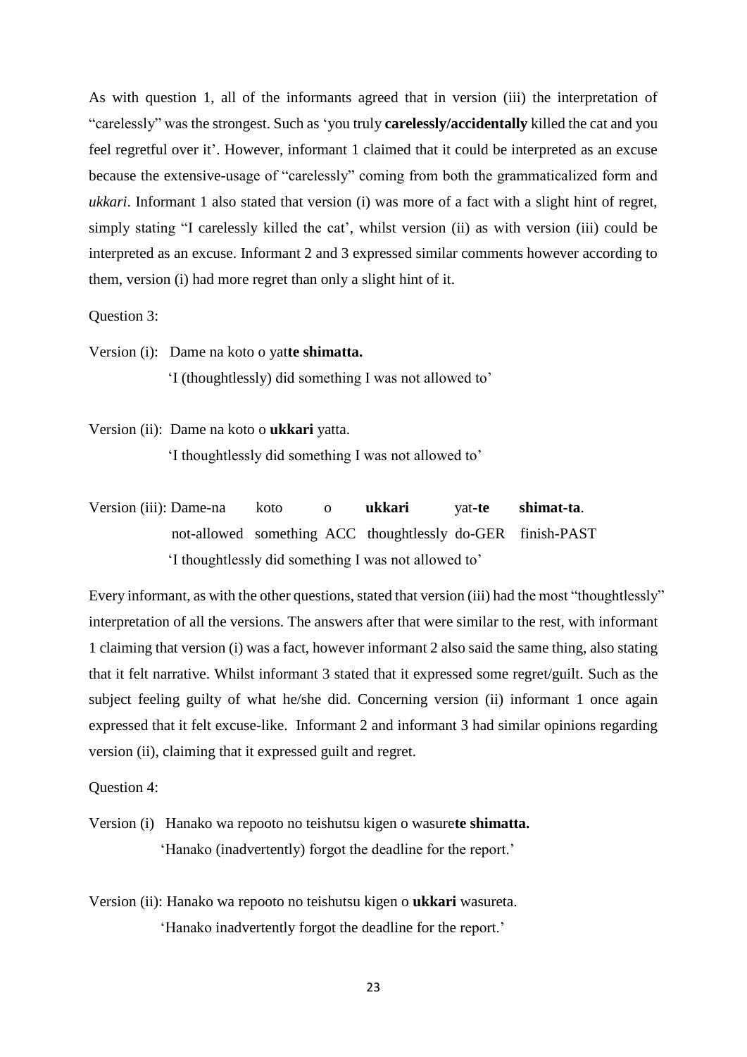As with question 1, all of the informants agreed that in version (iii) the interpretation of "carelessly" was the strongest. Such as 'you truly **carelessly/accidentally** killed the cat and you feel regretful over it'. However, informant 1 claimed that it could be interpreted as an excuse because the extensive-usage of "carelessly" coming from both the grammaticalized form and *ukkari*. Informant 1 also stated that version (i) was more of a fact with a slight hint of regret, simply stating "I carelessly killed the cat", whilst version (ii) as with version (iii) could be interpreted as an excuse. Informant 2 and 3 expressed similar comments however according to them, version (i) had more regret than only a slight hint of it.

Question 3:

Version (i): Dame na koto o yat**te shimatta.**
'I (thoughtlessly) did something I was not allowed to'

Version (ii): Dame na koto o **ukkari** yatta.
'I thoughtlessly did something I was not allowed to'

Version (iii): Dame-na koto o **ukkari** yat-**te** **shimat-ta**.
not-allowed something ACC thoughtlessly do-GER finish-PAST
'I thoughtlessly did something I was not allowed to'

Every informant, as with the other questions, stated that version (iii) had the most "thoughtlessly" interpretation of all the versions. The answers after that were similar to the rest, with informant 1 claiming that version (i) was a fact, however informant 2 also said the same thing, also stating that it felt narrative. Whilst informant 3 stated that it expressed some regret/guilt. Such as the subject feeling guilty of what he/she did. Concerning version (ii) informant 1 once again expressed that it felt excuse-like. Informant 2 and informant 3 had similar opinions regarding version (ii), claiming that it expressed guilt and regret.

Question 4:

Version (i) Hanako wa repooto no teishutsu kigen o wasure**te shimatta.**
'Hanako (inadvertently) forgot the deadline for the report.'

Version (ii): Hanako wa repooto no teishutsu kigen o **ukkari** wasureta.
'Hanako inadvertently forgot the deadline for the report.'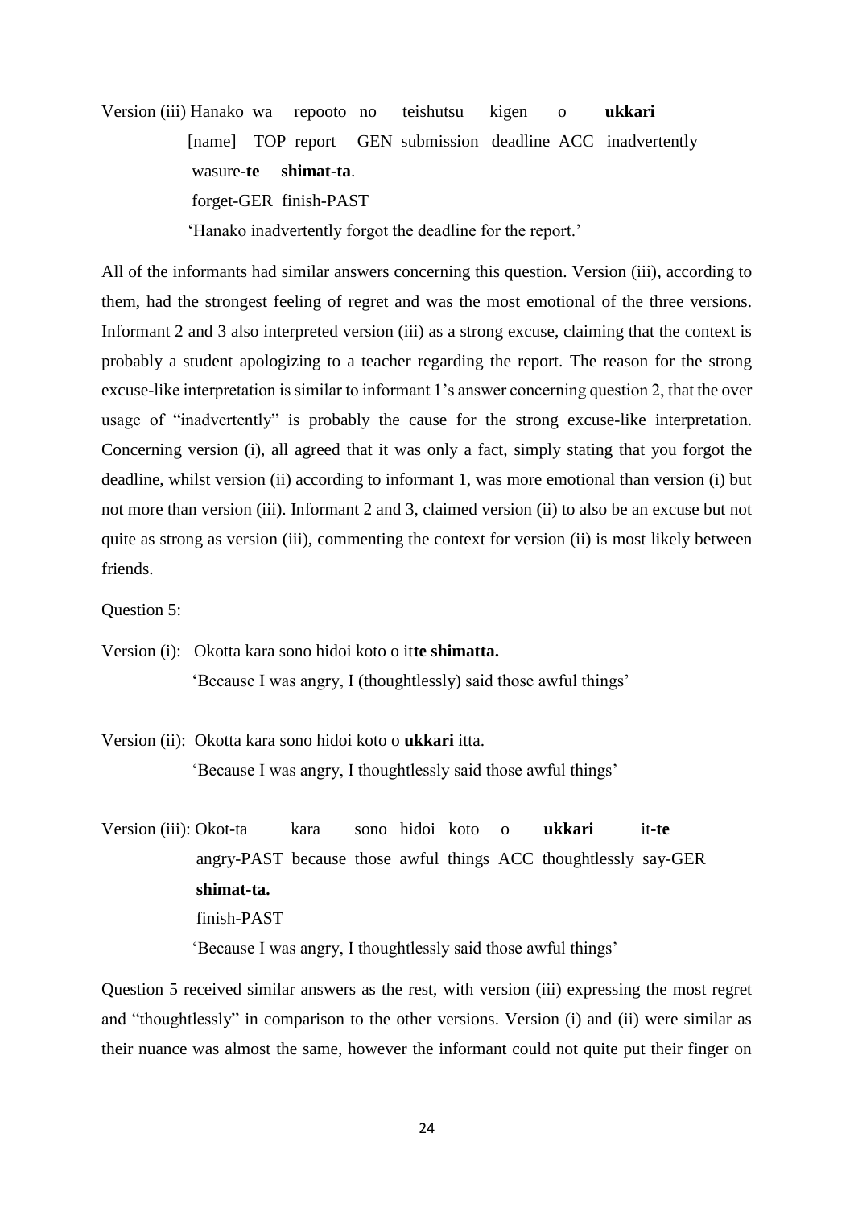Version (iii) Hanako wa repooto no teishutsu kigen o **ukkari**
[name] TOP report GEN submission deadline ACC inadvertently
wasure**-te** **shimat-ta**.
forget-GER finish-PAST
'Hanako inadvertently forgot the deadline for the report.'

All of the informants had similar answers concerning this question. Version (iii), according to them, had the strongest feeling of regret and was the most emotional of the three versions. Informant 2 and 3 also interpreted version (iii) as a strong excuse, claiming that the context is probably a student apologizing to a teacher regarding the report. The reason for the strong excuse-like interpretation is similar to informant 1's answer concerning question 2, that the over usage of "inadvertently" is probably the cause for the strong excuse-like interpretation. Concerning version (i), all agreed that it was only a fact, simply stating that you forgot the deadline, whilst version (ii) according to informant 1, was more emotional than version (i) but not more than version (iii). Informant 2 and 3, claimed version (ii) to also be an excuse but not quite as strong as version (iii), commenting the context for version (ii) is most likely between friends.

Question 5:

Version (i): Okotta kara sono hidoi koto o it**te shimatta.**
'Because I was angry, I (thoughtlessly) said those awful things'

Version (ii): Okotta kara sono hidoi koto o **ukkari** itta.
'Because I was angry, I thoughtlessly said those awful things'

Version (iii): Okot-ta kara sono hidoi koto o **ukkari** it**-te**
angry-PAST because those awful things ACC thoughtlessly say-GER
**shimat-ta.**
finish-PAST
'Because I was angry, I thoughtlessly said those awful things'

Question 5 received similar answers as the rest, with version (iii) expressing the most regret and "thoughtlessly" in comparison to the other versions. Version (i) and (ii) were similar as their nuance was almost the same, however the informant could not quite put their finger on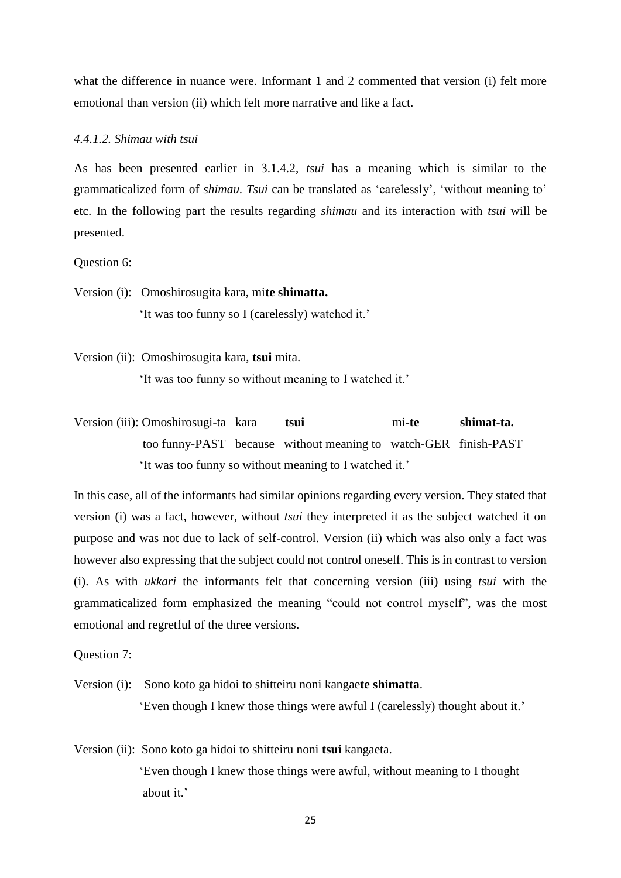what the difference in nuance were. Informant 1 and 2 commented that version (i) felt more emotional than version (ii) which felt more narrative and like a fact.

*4.4.1.2. Shimau with tsui*

As has been presented earlier in 3.1.4.2, *tsui* has a meaning which is similar to the grammaticalized form of *shimau. Tsui* can be translated as 'carelessly', 'without meaning to' etc. In the following part the results regarding *shimau* and its interaction with *tsui* will be presented.

Question 6:

Version (i): Omoshirosugita kara, mi**te shimatta.**
'It was too funny so I (carelessly) watched it.'

Version (ii): Omoshirosugita kara, **tsui** mita.
'It was too funny so without meaning to I watched it.'

Version (iii): Omoshirosugi-ta kara **tsui** mi**-te** **shimat-ta.**
too funny-PAST because without meaning to watch-GER finish-PAST
'It was too funny so without meaning to I watched it.'

In this case, all of the informants had similar opinions regarding every version. They stated that version (i) was a fact, however, without *tsui* they interpreted it as the subject watched it on purpose and was not due to lack of self-control. Version (ii) which was also only a fact was however also expressing that the subject could not control oneself. This is in contrast to version (i). As with *ukkari* the informants felt that concerning version (iii) using *tsui* with the grammaticalized form emphasized the meaning "could not control myself", was the most emotional and regretful of the three versions.

Question 7:

Version (i): Sono koto ga hidoi to shitteiru noni kangae**te shimatta**.
'Even though I knew those things were awful I (carelessly) thought about it.'

Version (ii): Sono koto ga hidoi to shitteiru noni **tsui** kangaeta.
'Even though I knew those things were awful, without meaning to I thought about it.'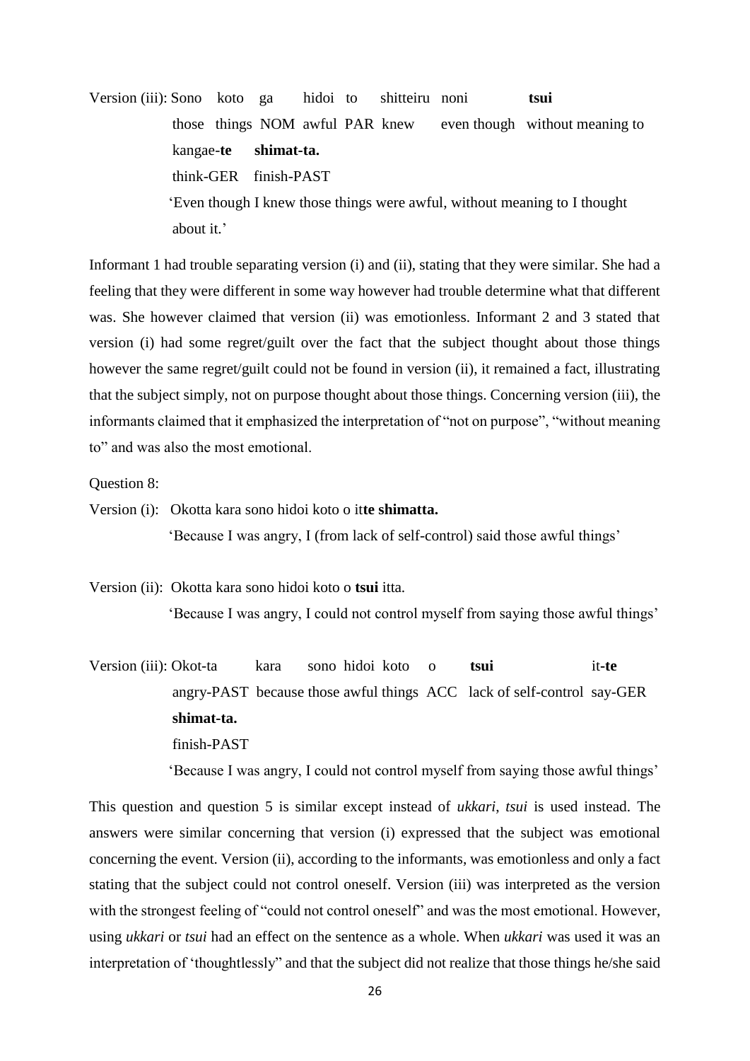Version (iii): Sono koto ga hidoi to shitteiru noni **tsui**
those things NOM awful PAR knew even though without meaning to
kangae-**te** **shimat-ta.**
think-GER finish-PAST
'Even though I knew those things were awful, without meaning to I thought about it.'

Informant 1 had trouble separating version (i) and (ii), stating that they were similar. She had a feeling that they were different in some way however had trouble determine what that different was. She however claimed that version (ii) was emotionless. Informant 2 and 3 stated that version (i) had some regret/guilt over the fact that the subject thought about those things however the same regret/guilt could not be found in version (ii), it remained a fact, illustrating that the subject simply, not on purpose thought about those things. Concerning version (iii), the informants claimed that it emphasized the interpretation of "not on purpose", "without meaning to" and was also the most emotional.

Question 8:

Version (i): Okotta kara sono hidoi koto o it**te shimatta.**
'Because I was angry, I (from lack of self-control) said those awful things'

Version (ii): Okotta kara sono hidoi koto o **tsui** itta.
'Because I was angry, I could not control myself from saying those awful things'

Version (iii): Okot-ta kara sono hidoi koto o **tsui** it-**te**
angry-PAST because those awful things ACC lack of self-control say-GER
**shimat-ta.**
finish-PAST
'Because I was angry, I could not control myself from saying those awful things'

This question and question 5 is similar except instead of *ukkari*, *tsui* is used instead. The answers were similar concerning that version (i) expressed that the subject was emotional concerning the event. Version (ii), according to the informants, was emotionless and only a fact stating that the subject could not control oneself. Version (iii) was interpreted as the version with the strongest feeling of "could not control oneself" and was the most emotional. However, using *ukkari* or *tsui* had an effect on the sentence as a whole. When *ukkari* was used it was an interpretation of 'thoughtlessly" and that the subject did not realize that those things he/she said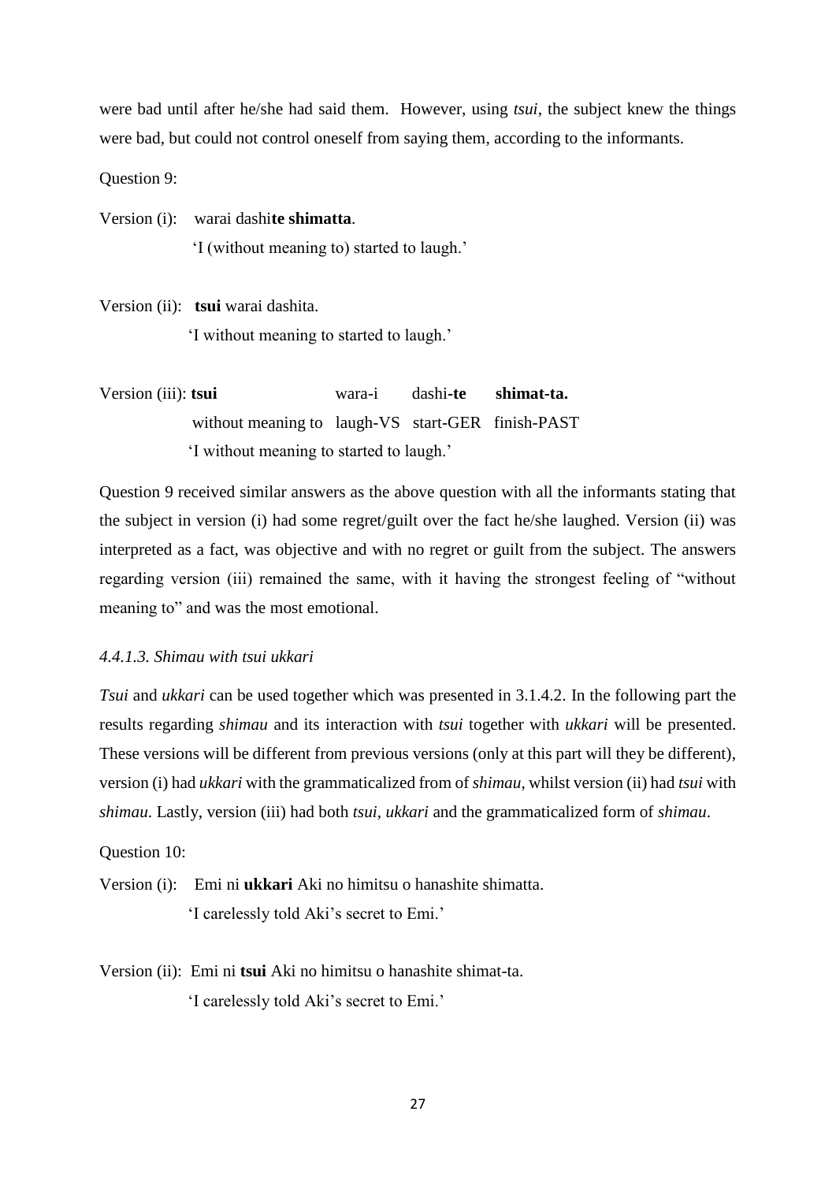were bad until after he/she had said them. However, using *tsui*, the subject knew the things were bad, but could not control oneself from saying them, according to the informants.

Question 9:

Version (i): warai dashi**te shimatta**.
'I (without meaning to) started to laugh.'

Version (ii): **tsui** warai dashita.
'I without meaning to started to laugh.'

Version (iii): **tsui** wara-i dashi**-te** **shimat-ta.**
without meaning to laugh-VS start-GER finish-PAST
'I without meaning to started to laugh.'

Question 9 received similar answers as the above question with all the informants stating that the subject in version (i) had some regret/guilt over the fact he/she laughed. Version (ii) was interpreted as a fact, was objective and with no regret or guilt from the subject. The answers regarding version (iii) remained the same, with it having the strongest feeling of "without meaning to" and was the most emotional.

#### *4.4.1.3. Shimau with tsui ukkari*

*Tsui* and *ukkari* can be used together which was presented in 3.1.4.2. In the following part the results regarding *shimau* and its interaction with *tsui* together with *ukkari* will be presented. These versions will be different from previous versions (only at this part will they be different), version (i) had *ukkari* with the grammaticalized from of *shimau*, whilst version (ii) had *tsui* with *shimau*. Lastly, version (iii) had both *tsui*, *ukkari* and the grammaticalized form of *shimau*.

Question 10:

Version (i): Emi ni **ukkari** Aki no himitsu o hanashite shimatta.
'I carelessly told Aki's secret to Emi.'

Version (ii): Emi ni **tsui** Aki no himitsu o hanashite shimat-ta.
'I carelessly told Aki's secret to Emi.'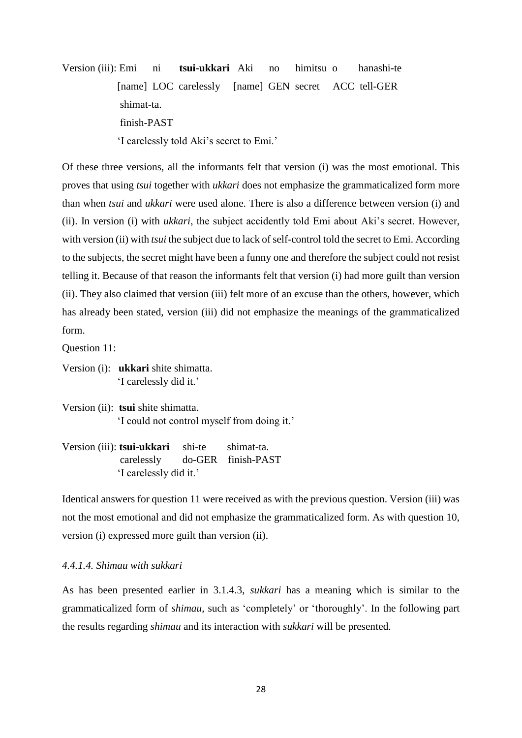Version (iii): Emi ni **tsui-ukkari** Aki no himitsu o hanashi-te
[name] LOC carelessly [name] GEN secret ACC tell-GER
shimat-ta.
finish-PAST
'I carelessly told Aki's secret to Emi.'

Of these three versions, all the informants felt that version (i) was the most emotional. This proves that using *tsui* together with *ukkari* does not emphasize the grammaticalized form more than when *tsui* and *ukkari* were used alone. There is also a difference between version (i) and (ii). In version (i) with *ukkari*, the subject accidently told Emi about Aki's secret. However, with version (ii) with *tsui* the subject due to lack of self-control told the secret to Emi. According to the subjects, the secret might have been a funny one and therefore the subject could not resist telling it. Because of that reason the informants felt that version (i) had more guilt than version (ii). They also claimed that version (iii) felt more of an excuse than the others, however, which has already been stated, version (iii) did not emphasize the meanings of the grammaticalized form.

Question 11:

Version (i): **ukkari** shite shimatta.
'I carelessly did it.'

Version (ii): **tsui** shite shimatta.
'I could not control myself from doing it.'

Version (iii): **tsui-ukkari** shi-te shimat-ta.
carelessly do-GER finish-PAST
'I carelessly did it.'

Identical answers for question 11 were received as with the previous question. Version (iii) was not the most emotional and did not emphasize the grammaticalized form. As with question 10, version (i) expressed more guilt than version (ii).

#### *4.4.1.4. Shimau with sukkari*

As has been presented earlier in 3.1.4.3, *sukkari* has a meaning which is similar to the grammaticalized form of *shimau,* such as 'completely' or 'thoroughly'. In the following part the results regarding *shimau* and its interaction with *sukkari* will be presented.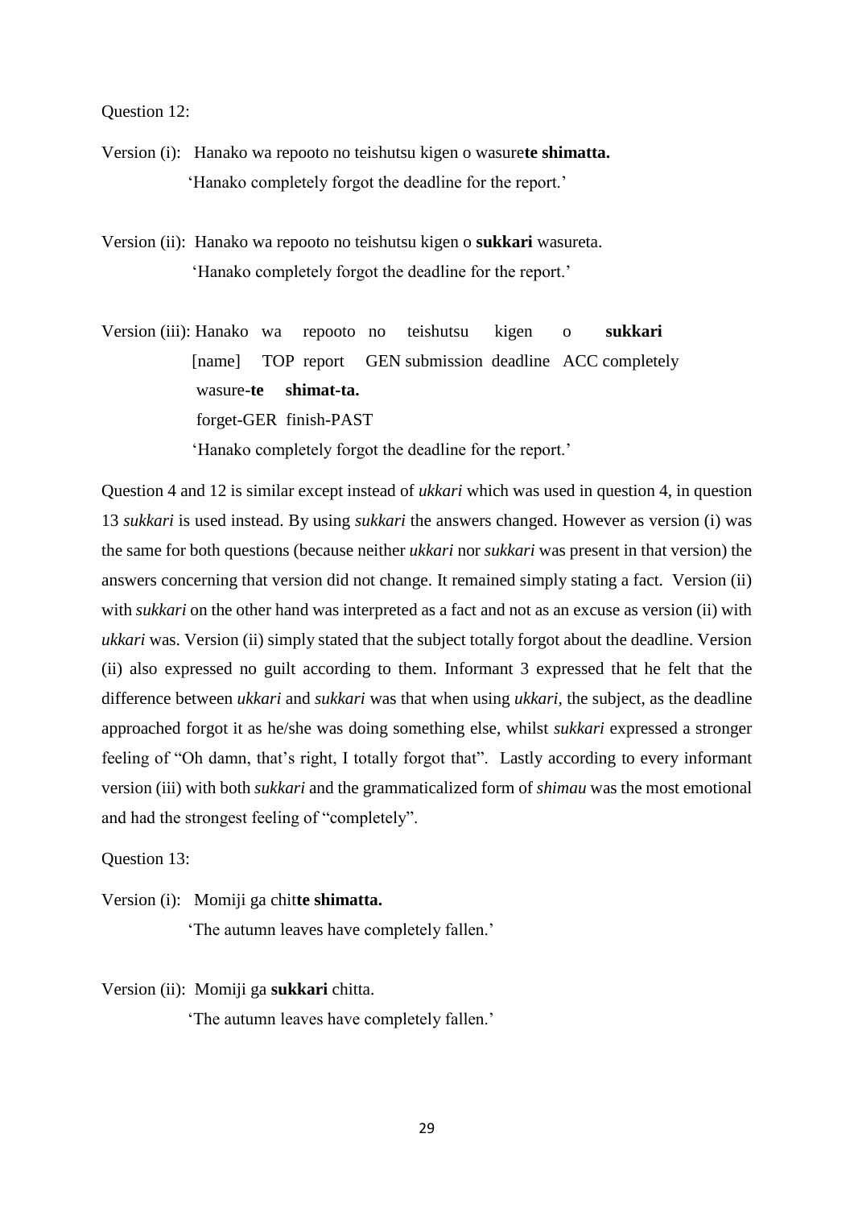Question 12:

Version (i): Hanako wa repooto no teishutsu kigen o wasure**te shimatta.**
'Hanako completely forgot the deadline for the report.'

Version (ii): Hanako wa repooto no teishutsu kigen o **sukkari** wasureta.
'Hanako completely forgot the deadline for the report.'

Version (iii): Hanako wa repooto no teishutsu kigen o **sukkari**
[name] TOP report GEN submission deadline ACC completely
wasure-**te shimat-ta.**
forget-GER finish-PAST
'Hanako completely forgot the deadline for the report.'

Question 4 and 12 is similar except instead of *ukkari* which was used in question 4, in question 13 *sukkari* is used instead. By using *sukkari* the answers changed. However as version (i) was the same for both questions (because neither *ukkari* nor *sukkari* was present in that version) the answers concerning that version did not change. It remained simply stating a fact. Version (ii) with *sukkari* on the other hand was interpreted as a fact and not as an excuse as version (ii) with *ukkari* was. Version (ii) simply stated that the subject totally forgot about the deadline. Version (ii) also expressed no guilt according to them. Informant 3 expressed that he felt that the difference between *ukkari* and *sukkari* was that when using *ukkari*, the subject, as the deadline approached forgot it as he/she was doing something else, whilst *sukkari* expressed a stronger feeling of "Oh damn, that's right, I totally forgot that". Lastly according to every informant version (iii) with both *sukkari* and the grammaticalized form of *shimau* was the most emotional and had the strongest feeling of "completely".

Question 13:

Version (i): Momiji ga chit**te shimatta.**
'The autumn leaves have completely fallen.'

Version (ii): Momiji ga **sukkari** chitta.
'The autumn leaves have completely fallen.'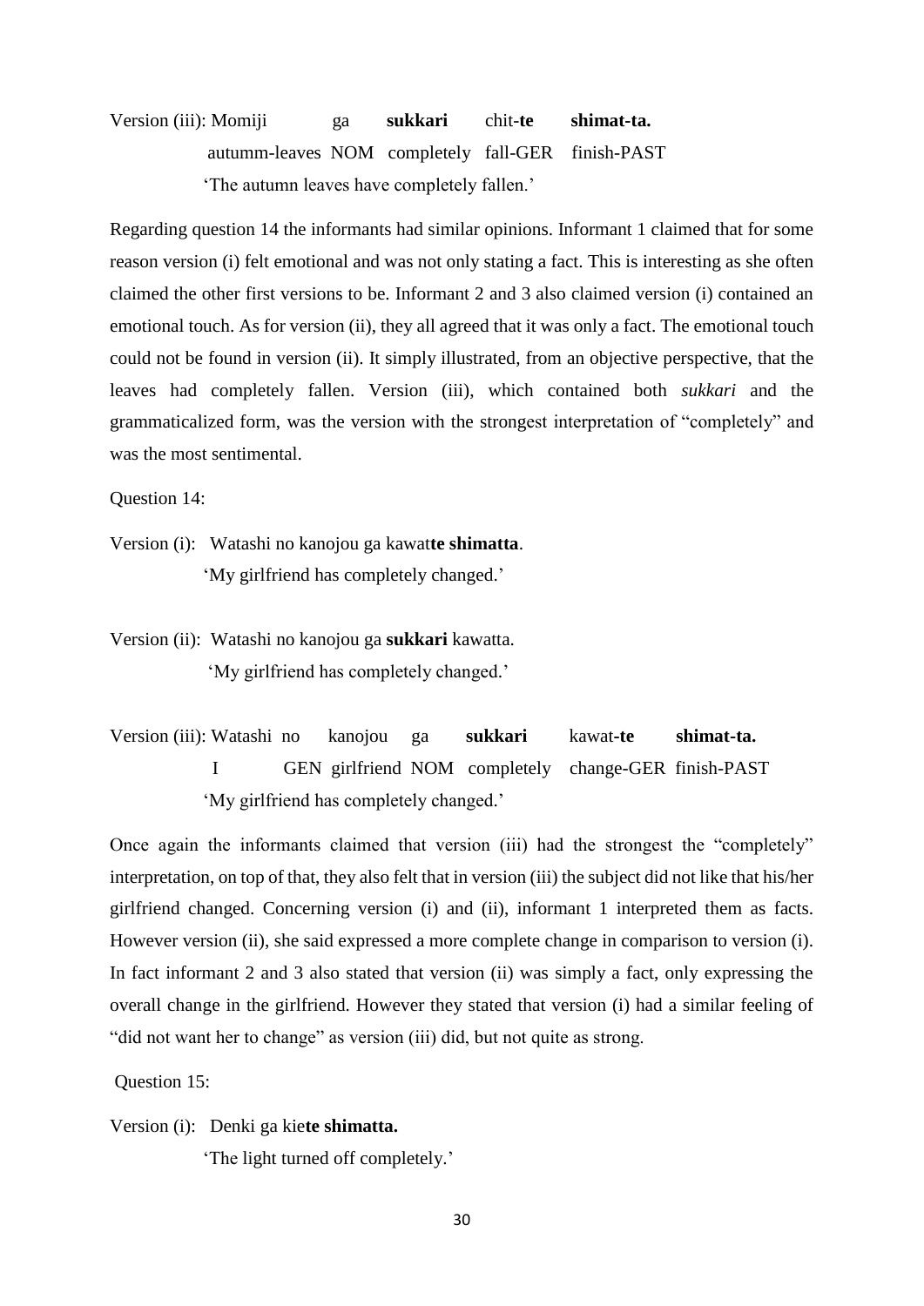Version (iii): Momiji ga **sukkari** chit-**te** **shimat-ta.**
autumm-leaves NOM completely fall-GER finish-PAST
'The autumn leaves have completely fallen.'

Regarding question 14 the informants had similar opinions. Informant 1 claimed that for some reason version (i) felt emotional and was not only stating a fact. This is interesting as she often claimed the other first versions to be. Informant 2 and 3 also claimed version (i) contained an emotional touch. As for version (ii), they all agreed that it was only a fact. The emotional touch could not be found in version (ii). It simply illustrated, from an objective perspective, that the leaves had completely fallen. Version (iii), which contained both *sukkari* and the grammaticalized form, was the version with the strongest interpretation of "completely" and was the most sentimental.

Question 14:

Version (i): Watashi no kanojou ga kawat**te shimatta**.
'My girlfriend has completely changed.'

Version (ii): Watashi no kanojou ga **sukkari** kawatta.
'My girlfriend has completely changed.'

Version (iii): Watashi no kanojou ga **sukkari** kawat-**te** **shimat-ta.**
I GEN girlfriend NOM completely change-GER finish-PAST
'My girlfriend has completely changed.'

Once again the informants claimed that version (iii) had the strongest the "completely" interpretation, on top of that, they also felt that in version (iii) the subject did not like that his/her girlfriend changed. Concerning version (i) and (ii), informant 1 interpreted them as facts. However version (ii), she said expressed a more complete change in comparison to version (i). In fact informant 2 and 3 also stated that version (ii) was simply a fact, only expressing the overall change in the girlfriend. However they stated that version (i) had a similar feeling of "did not want her to change" as version (iii) did, but not quite as strong.

Question 15:

Version (i): Denki ga kie**te shimatta.**
'The light turned off completely.'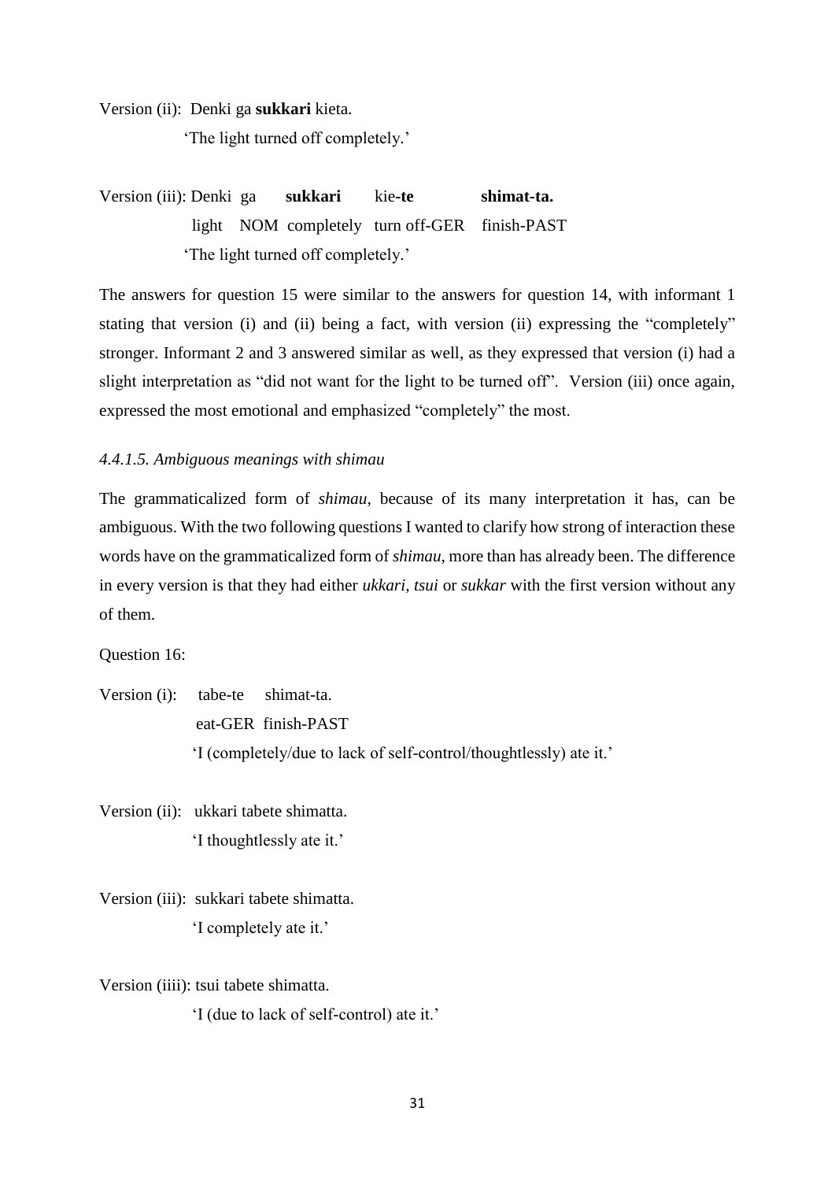Version (ii): Denki ga **sukkari** kieta.

'The light turned off completely.'

Version (iii): Denki ga **sukkari** kie-**te** **shimat-ta.**

light NOM completely turn off-GER finish-PAST

'The light turned off completely.'

The answers for question 15 were similar to the answers for question 14, with informant 1 stating that version (i) and (ii) being a fact, with version (ii) expressing the "completely" stronger. Informant 2 and 3 answered similar as well, as they expressed that version (i) had a slight interpretation as "did not want for the light to be turned off". Version (iii) once again, expressed the most emotional and emphasized "completely" the most.

*4.4.1.5. Ambiguous meanings with shimau*

The grammaticalized form of *shimau,* because of its many interpretation it has, can be ambiguous. With the two following questions I wanted to clarify how strong of interaction these words have on the grammaticalized form of *shimau*, more than has already been. The difference in every version is that they had either *ukkari, tsui* or *sukkar* with the first version without any of them.

Question 16:

Version (i): tabe-te shimat-ta.

eat-GER finish-PAST

'I (completely/due to lack of self-control/thoughtlessly) ate it.'

Version (ii): ukkari tabete shimatta.

'I thoughtlessly ate it.'

Version (iii): sukkari tabete shimatta.

'I completely ate it.'

Version (iiii): tsui tabete shimatta.

'I (due to lack of self-control) ate it.'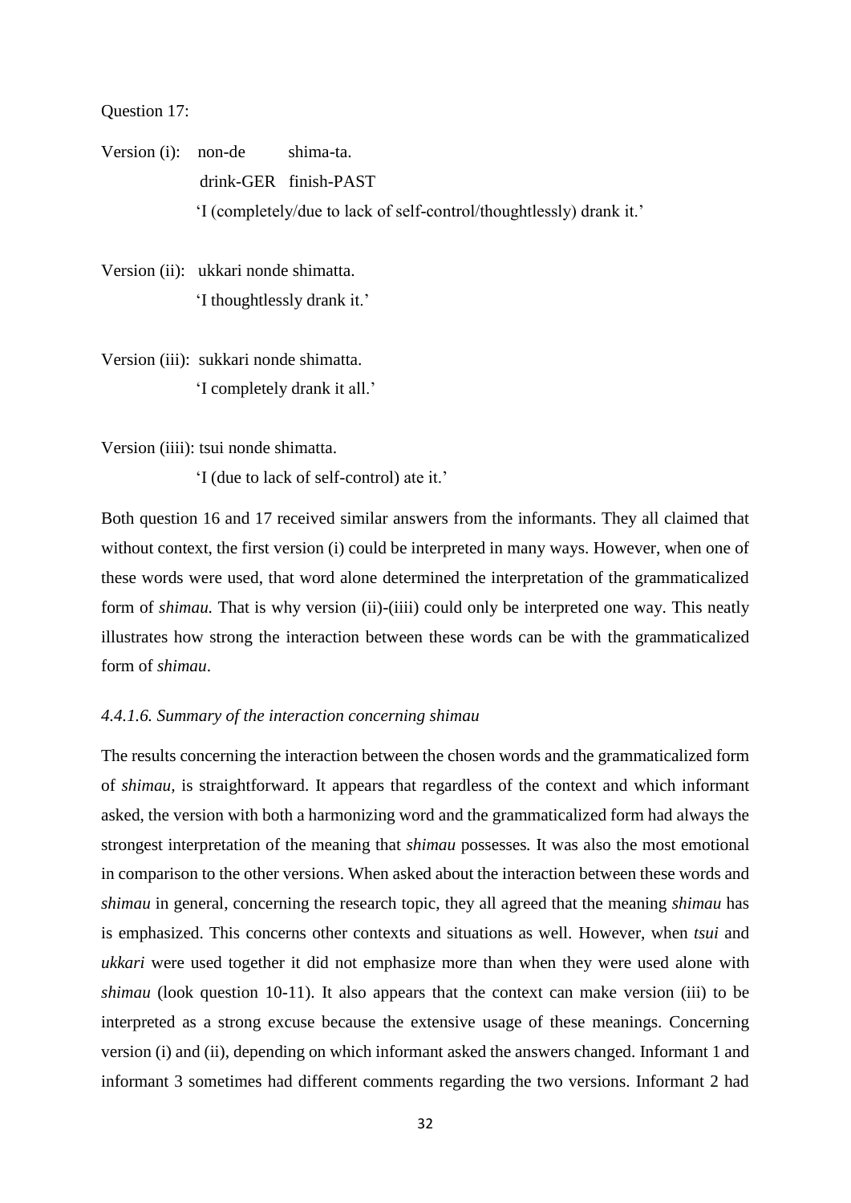Question 17:

Version (i): non-de shima-ta.
drink-GER finish-PAST
'I (completely/due to lack of self-control/thoughtlessly) drank it.'

Version (ii): ukkari nonde shimatta.
'I thoughtlessly drank it.'

Version (iii): sukkari nonde shimatta.
'I completely drank it all.'

Version (iiii): tsui nonde shimatta.
'I (due to lack of self-control) ate it.'

Both question 16 and 17 received similar answers from the informants. They all claimed that without context, the first version (i) could be interpreted in many ways. However, when one of these words were used, that word alone determined the interpretation of the grammaticalized form of *shimau.* That is why version (ii)-(iiii) could only be interpreted one way. This neatly illustrates how strong the interaction between these words can be with the grammaticalized form of *shimau*.

#### *4.4.1.6. Summary of the interaction concerning shimau*

The results concerning the interaction between the chosen words and the grammaticalized form of *shimau,* is straightforward. It appears that regardless of the context and which informant asked, the version with both a harmonizing word and the grammaticalized form had always the strongest interpretation of the meaning that *shimau* possesses*.* It was also the most emotional in comparison to the other versions. When asked about the interaction between these words and *shimau* in general, concerning the research topic, they all agreed that the meaning *shimau* has is emphasized. This concerns other contexts and situations as well. However, when *tsui* and *ukkari* were used together it did not emphasize more than when they were used alone with *shimau* (look question 10-11). It also appears that the context can make version (iii) to be interpreted as a strong excuse because the extensive usage of these meanings. Concerning version (i) and (ii), depending on which informant asked the answers changed. Informant 1 and informant 3 sometimes had different comments regarding the two versions. Informant 2 had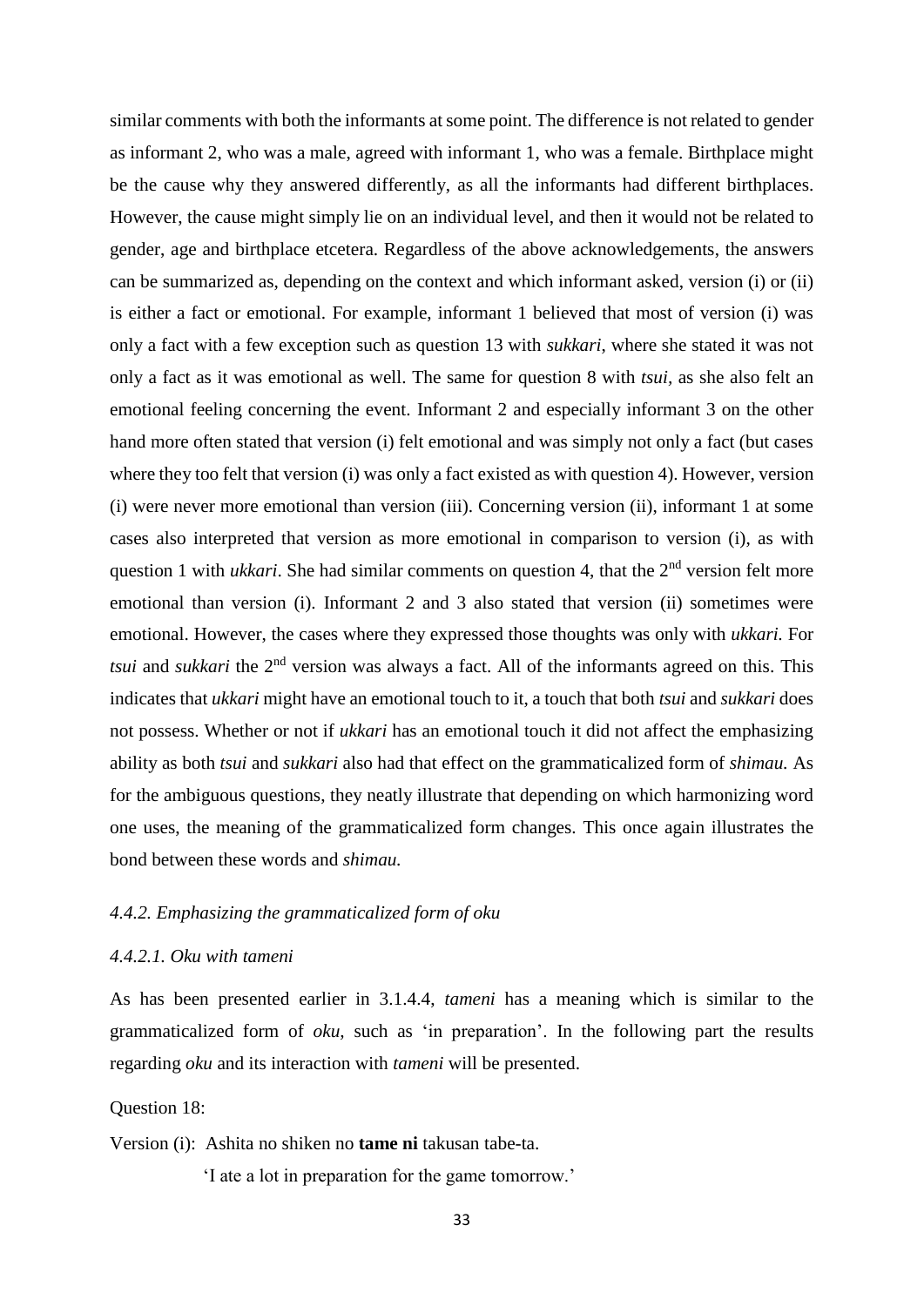similar comments with both the informants at some point. The difference is not related to gender as informant 2, who was a male, agreed with informant 1, who was a female. Birthplace might be the cause why they answered differently, as all the informants had different birthplaces. However, the cause might simply lie on an individual level, and then it would not be related to gender, age and birthplace etcetera. Regardless of the above acknowledgements, the answers can be summarized as, depending on the context and which informant asked, version (i) or (ii) is either a fact or emotional. For example, informant 1 believed that most of version (i) was only a fact with a few exception such as question 13 with *sukkari*, where she stated it was not only a fact as it was emotional as well. The same for question 8 with *tsui*, as she also felt an emotional feeling concerning the event. Informant 2 and especially informant 3 on the other hand more often stated that version (i) felt emotional and was simply not only a fact (but cases where they too felt that version (i) was only a fact existed as with question 4). However, version (i) were never more emotional than version (iii). Concerning version (ii), informant 1 at some cases also interpreted that version as more emotional in comparison to version (i), as with question 1 with *ukkari*. She had similar comments on question 4, that the 2nd version felt more emotional than version (i). Informant 2 and 3 also stated that version (ii) sometimes were emotional. However, the cases where they expressed those thoughts was only with *ukkari*. For *tsui* and *sukkari* the 2nd version was always a fact. All of the informants agreed on this. This indicates that *ukkari* might have an emotional touch to it, a touch that both *tsui* and *sukkari* does not possess. Whether or not if *ukkari* has an emotional touch it did not affect the emphasizing ability as both *tsui* and *sukkari* also had that effect on the grammaticalized form of *shimau.* As for the ambiguous questions, they neatly illustrate that depending on which harmonizing word one uses, the meaning of the grammaticalized form changes. This once again illustrates the bond between these words and *shimau.*

### *4.4.2. Emphasizing the grammaticalized form of oku*

#### *4.4.2.1. Oku with tameni*

As has been presented earlier in 3.1.4.4, *tameni* has a meaning which is similar to the grammaticalized form of *oku*, such as 'in preparation'. In the following part the results regarding *oku* and its interaction with *tameni* will be presented.

Question 18:

Version (i): Ashita no shiken no **tame ni** takusan tabe-ta.

'I ate a lot in preparation for the game tomorrow.'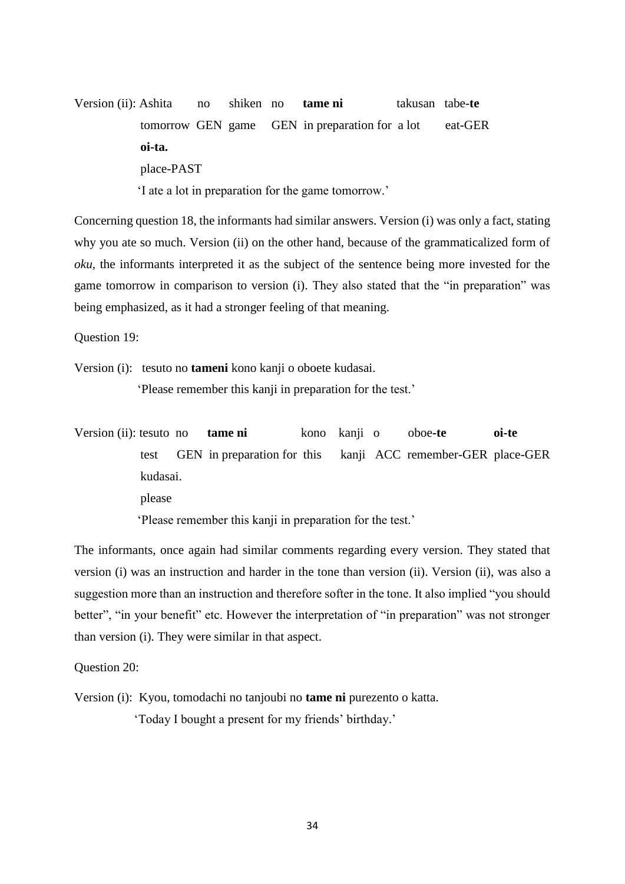Version (ii): Ashita no shiken no **tame ni** takusan tabe-**te** **oi-ta.**

tomorrow GEN game GEN in preparation for a lot eat-GER place-PAST

'I ate a lot in preparation for the game tomorrow.'

Concerning question 18, the informants had similar answers. Version (i) was only a fact, stating why you ate so much. Version (ii) on the other hand, because of the grammaticalized form of *oku*, the informants interpreted it as the subject of the sentence being more invested for the game tomorrow in comparison to version (i). They also stated that the "in preparation" was being emphasized, as it had a stronger feeling of that meaning.

Question 19:

Version (i): tesuto no **tameni** kono kanji o oboete kudasai.

'Please remember this kanji in preparation for the test.'

Version (ii): tesuto no **tame ni** kono kanji o oboe-**te** **oi-te** kudasai.

test GEN in preparation for this kanji ACC remember-GER place-GER please

'Please remember this kanji in preparation for the test.'

The informants, once again had similar comments regarding every version. They stated that version (i) was an instruction and harder in the tone than version (ii). Version (ii), was also a suggestion more than an instruction and therefore softer in the tone. It also implied "you should better", "in your benefit" etc. However the interpretation of "in preparation" was not stronger than version (i). They were similar in that aspect.

Question 20:

Version (i): Kyou, tomodachi no tanjoubi no **tame ni** purezento o katta.

'Today I bought a present for my friends' birthday.'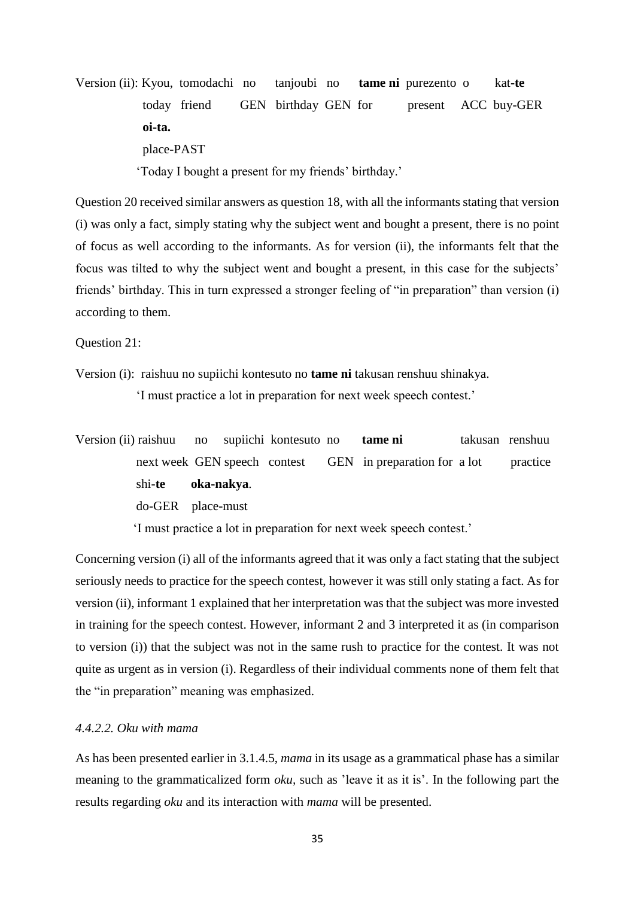Version (ii): Kyou, tomodachi no tanjoubi no **tame ni** purezento o kat-**te**
today friend GEN birthday GEN for present ACC buy-GER
**oi-ta.**
place-PAST
'Today I bought a present for my friends' birthday.'

Question 20 received similar answers as question 18, with all the informants stating that version (i) was only a fact, simply stating why the subject went and bought a present, there is no point of focus as well according to the informants. As for version (ii), the informants felt that the focus was tilted to why the subject went and bought a present, in this case for the subjects' friends' birthday. This in turn expressed a stronger feeling of "in preparation" than version (i) according to them.

Question 21:

Version (i): raishuu no supiichi kontesuto no **tame ni** takusan renshuu shinakya.
'I must practice a lot in preparation for next week speech contest.'

Version (ii) raishuu no supiichi kontesuto no **tame ni** takusan renshuu
next week GEN speech contest GEN in preparation for a lot practice
shi-**te** **oka-nakya**.
do-GER place-must
'I must practice a lot in preparation for next week speech contest.'

Concerning version (i) all of the informants agreed that it was only a fact stating that the subject seriously needs to practice for the speech contest, however it was still only stating a fact. As for version (ii), informant 1 explained that her interpretation was that the subject was more invested in training for the speech contest. However, informant 2 and 3 interpreted it as (in comparison to version (i)) that the subject was not in the same rush to practice for the contest. It was not quite as urgent as in version (i). Regardless of their individual comments none of them felt that the "in preparation" meaning was emphasized.

#### *4.4.2.2. Oku with mama*

As has been presented earlier in 3.1.4.5, *mama* in its usage as a grammatical phase has a similar meaning to the grammaticalized form *oku*, such as 'leave it as it is'. In the following part the results regarding *oku* and its interaction with *mama* will be presented.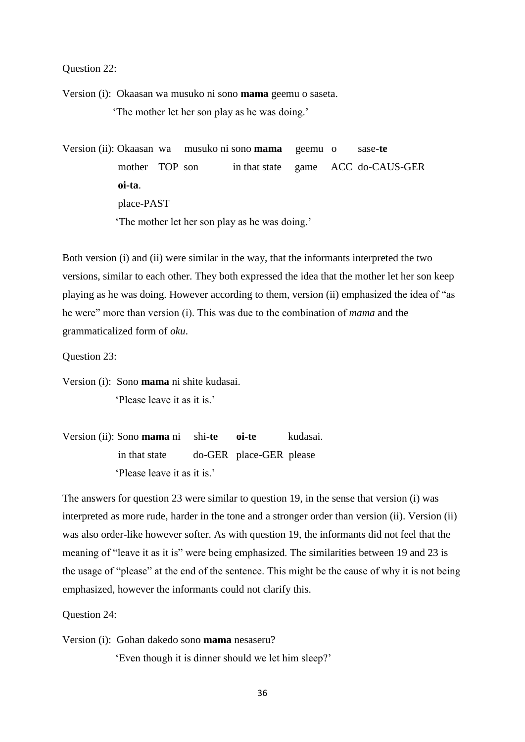Question 22:

Version (i): Okaasan wa musuko ni sono **mama** geemu o saseta.
'The mother let her son play as he was doing.'

Version (ii): Okaasan wa musuko ni sono **mama** geemu o sase-**te** **oi-ta**.
mother TOP son in that state game ACC do-CAUS-GER place-PAST
'The mother let her son play as he was doing.'

Both version (i) and (ii) were similar in the way, that the informants interpreted the two versions, similar to each other. They both expressed the idea that the mother let her son keep playing as he was doing. However according to them, version (ii) emphasized the idea of "as he were" more than version (i). This was due to the combination of *mama* and the grammaticalized form of *oku*.

Question 23:

Version (i): Sono **mama** ni shite kudasai.
'Please leave it as it is.'

Version (ii): Sono **mama** ni shi-**te** **oi-te** kudasai.
in that state do-GER place-GER please
'Please leave it as it is.'

The answers for question 23 were similar to question 19, in the sense that version (i) was interpreted as more rude, harder in the tone and a stronger order than version (ii). Version (ii) was also order-like however softer. As with question 19, the informants did not feel that the meaning of "leave it as it is" were being emphasized. The similarities between 19 and 23 is the usage of "please" at the end of the sentence. This might be the cause of why it is not being emphasized, however the informants could not clarify this.

Question 24:

Version (i): Gohan dakedo sono **mama** nesaseru?
'Even though it is dinner should we let him sleep?'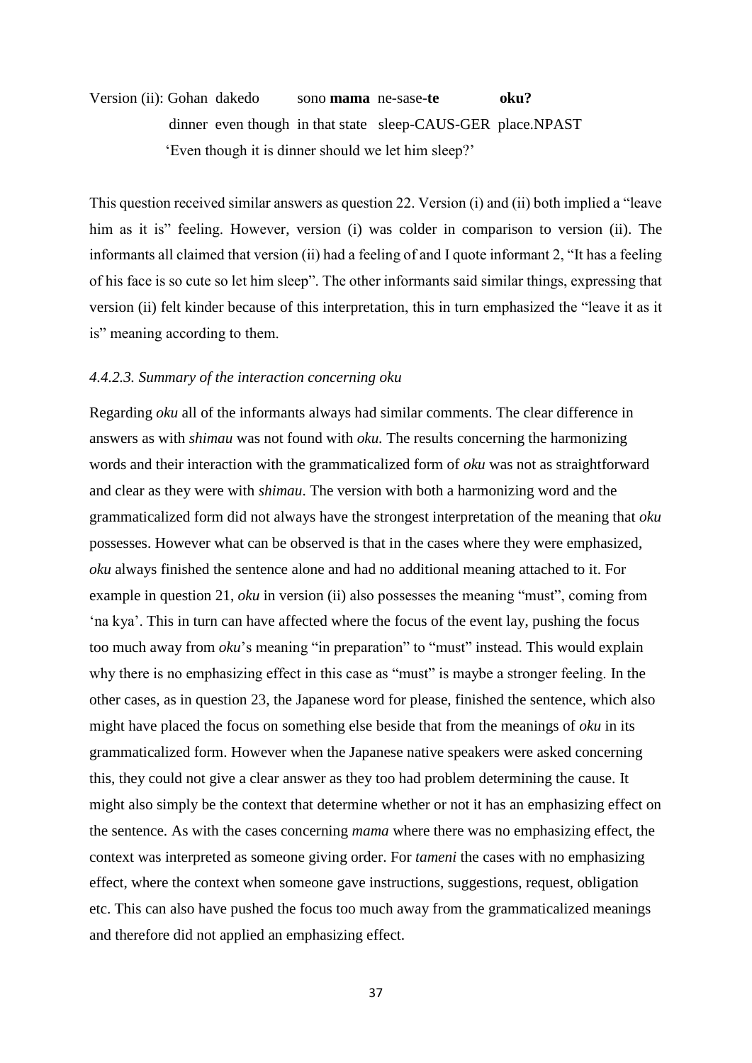Version (ii): Gohan  dakedo  sono **mama**  ne-sase-**te**  **oku?**
dinner  even though  in that state  sleep-CAUS-GER  place.NPAST
'Even though it is dinner should we let him sleep?'

This question received similar answers as question 22. Version (i) and (ii) both implied a "leave him as it is" feeling. However, version (i) was colder in comparison to version (ii). The informants all claimed that version (ii) had a feeling of and I quote informant 2, "It has a feeling of his face is so cute so let him sleep". The other informants said similar things, expressing that version (ii) felt kinder because of this interpretation, this in turn emphasized the "leave it as it is" meaning according to them.

#### *4.4.2.3. Summary of the interaction concerning oku*

Regarding *oku* all of the informants always had similar comments. The clear difference in answers as with *shimau* was not found with *oku.* The results concerning the harmonizing words and their interaction with the grammaticalized form of *oku* was not as straightforward and clear as they were with *shimau*. The version with both a harmonizing word and the grammaticalized form did not always have the strongest interpretation of the meaning that *oku* possesses. However what can be observed is that in the cases where they were emphasized, *oku* always finished the sentence alone and had no additional meaning attached to it. For example in question 21, *oku* in version (ii) also possesses the meaning "must", coming from 'na kya'. This in turn can have affected where the focus of the event lay, pushing the focus too much away from *oku*'s meaning "in preparation" to "must" instead. This would explain why there is no emphasizing effect in this case as "must" is maybe a stronger feeling. In the other cases, as in question 23, the Japanese word for please, finished the sentence, which also might have placed the focus on something else beside that from the meanings of *oku* in its grammaticalized form. However when the Japanese native speakers were asked concerning this, they could not give a clear answer as they too had problem determining the cause. It might also simply be the context that determine whether or not it has an emphasizing effect on the sentence. As with the cases concerning *mama* where there was no emphasizing effect, the context was interpreted as someone giving order. For *tameni* the cases with no emphasizing effect, where the context when someone gave instructions, suggestions, request, obligation etc. This can also have pushed the focus too much away from the grammaticalized meanings and therefore did not applied an emphasizing effect.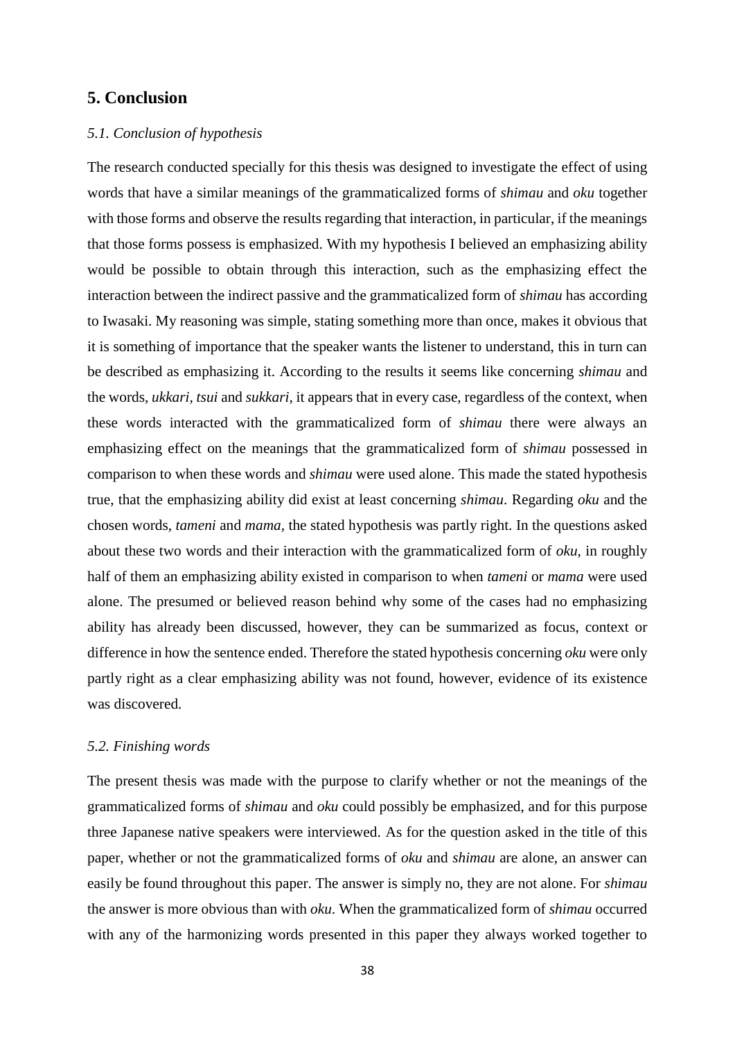## 5. Conclusion

### *5.1. Conclusion of hypothesis*

The research conducted specially for this thesis was designed to investigate the effect of using words that have a similar meanings of the grammaticalized forms of *shimau* and *oku* together with those forms and observe the results regarding that interaction, in particular, if the meanings that those forms possess is emphasized. With my hypothesis I believed an emphasizing ability would be possible to obtain through this interaction, such as the emphasizing effect the interaction between the indirect passive and the grammaticalized form of *shimau* has according to Iwasaki. My reasoning was simple, stating something more than once, makes it obvious that it is something of importance that the speaker wants the listener to understand, this in turn can be described as emphasizing it. According to the results it seems like concerning *shimau* and the words, *ukkari, tsui* and *sukkari,* it appears that in every case, regardless of the context, when these words interacted with the grammaticalized form of *shimau* there were always an emphasizing effect on the meanings that the grammaticalized form of *shimau* possessed in comparison to when these words and *shimau* were used alone. This made the stated hypothesis true, that the emphasizing ability did exist at least concerning *shimau*. Regarding *oku* and the chosen words, *tameni* and *mama,* the stated hypothesis was partly right. In the questions asked about these two words and their interaction with the grammaticalized form of *oku,* in roughly half of them an emphasizing ability existed in comparison to when *tameni* or *mama* were used alone. The presumed or believed reason behind why some of the cases had no emphasizing ability has already been discussed, however, they can be summarized as focus, context or difference in how the sentence ended. Therefore the stated hypothesis concerning *oku* were only partly right as a clear emphasizing ability was not found, however, evidence of its existence was discovered.

### *5.2. Finishing words*

The present thesis was made with the purpose to clarify whether or not the meanings of the grammaticalized forms of *shimau* and *oku* could possibly be emphasized, and for this purpose three Japanese native speakers were interviewed. As for the question asked in the title of this paper, whether or not the grammaticalized forms of *oku* and *shimau* are alone, an answer can easily be found throughout this paper. The answer is simply no, they are not alone. For *shimau* the answer is more obvious than with *oku*. When the grammaticalized form of *shimau* occurred with any of the harmonizing words presented in this paper they always worked together to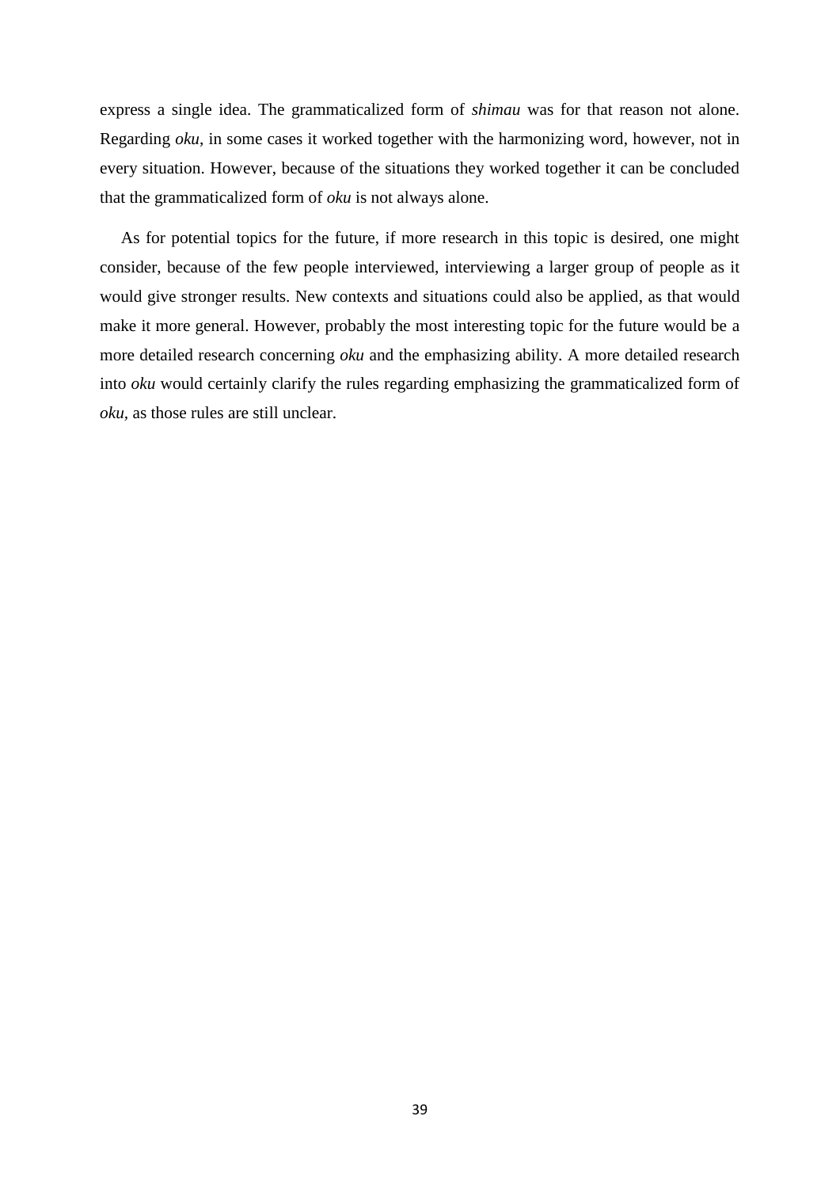express a single idea. The grammaticalized form of *shimau* was for that reason not alone. Regarding *oku*, in some cases it worked together with the harmonizing word, however, not in every situation. However, because of the situations they worked together it can be concluded that the grammaticalized form of *oku* is not always alone.

As for potential topics for the future, if more research in this topic is desired, one might consider, because of the few people interviewed, interviewing a larger group of people as it would give stronger results. New contexts and situations could also be applied, as that would make it more general. However, probably the most interesting topic for the future would be a more detailed research concerning *oku* and the emphasizing ability. A more detailed research into *oku* would certainly clarify the rules regarding emphasizing the grammaticalized form of *oku*, as those rules are still unclear.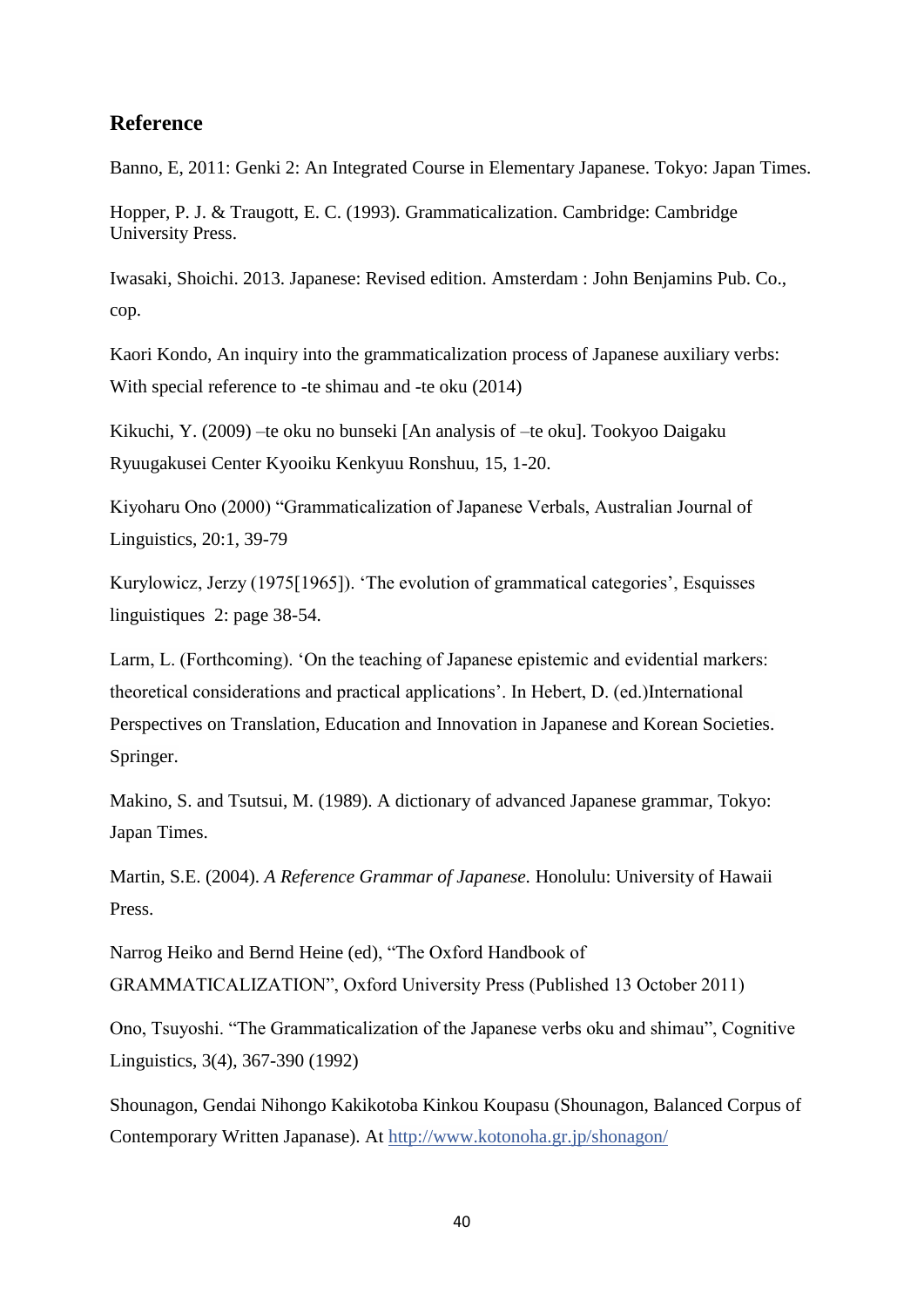## Reference

Banno, E, 2011: Genki 2: An Integrated Course in Elementary Japanese. Tokyo: Japan Times.

Hopper, P. J. & Traugott, E. C. (1993). Grammaticalization. Cambridge: Cambridge University Press.

Iwasaki, Shoichi. 2013. Japanese: Revised edition. Amsterdam : John Benjamins Pub. Co., cop.

Kaori Kondo, An inquiry into the grammaticalization process of Japanese auxiliary verbs: With special reference to -te shimau and -te oku (2014)

Kikuchi, Y. (2009) –te oku no bunseki [An analysis of –te oku]. Tookyoo Daigaku Ryuugakusei Center Kyooiku Kenkyuu Ronshuu, 15, 1-20.

Kiyoharu Ono (2000) "Grammaticalization of Japanese Verbals, Australian Journal of Linguistics, 20:1, 39-79

Kurylowicz, Jerzy (1975[1965]). 'The evolution of grammatical categories', Esquisses linguistiques 2: page 38-54.

Larm, L. (Forthcoming). 'On the teaching of Japanese epistemic and evidential markers: theoretical considerations and practical applications'. In Hebert, D. (ed.)International Perspectives on Translation, Education and Innovation in Japanese and Korean Societies. Springer.

Makino, S. and Tsutsui, M. (1989). A dictionary of advanced Japanese grammar, Tokyo: Japan Times.

Martin, S.E. (2004). *A Reference Grammar of Japanese.* Honolulu: University of Hawaii Press.

Narrog Heiko and Bernd Heine (ed), "The Oxford Handbook of GRAMMATICALIZATION", Oxford University Press (Published 13 October 2011)

Ono, Tsuyoshi. "The Grammaticalization of the Japanese verbs oku and shimau", Cognitive Linguistics, 3(4), 367-390 (1992)

Shounagon, Gendai Nihongo Kakikotoba Kinkou Koupasu (Shounagon, Balanced Corpus of Contemporary Written Japanase). At http://www.kotonoha.gr.jp/shonagon/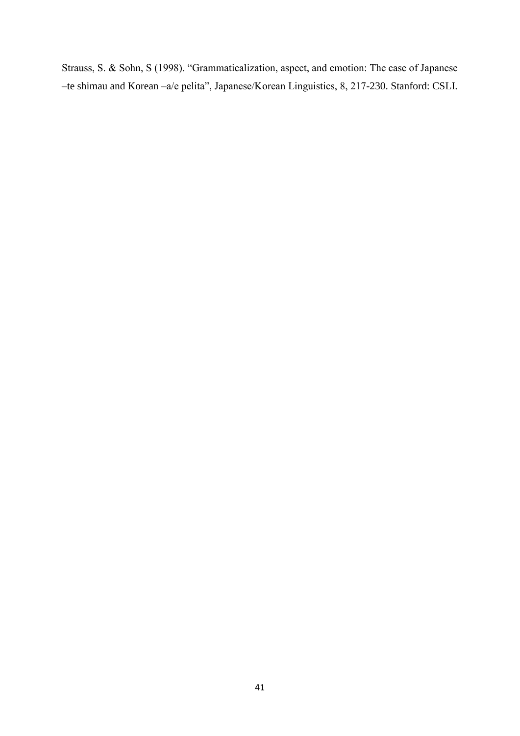Strauss, S. & Sohn, S (1998). “Grammaticalization, aspect, and emotion: The case of Japanese –te shimau and Korean –a/e pelita”, Japanese/Korean Linguistics, 8, 217-230. Stanford: CSLI.